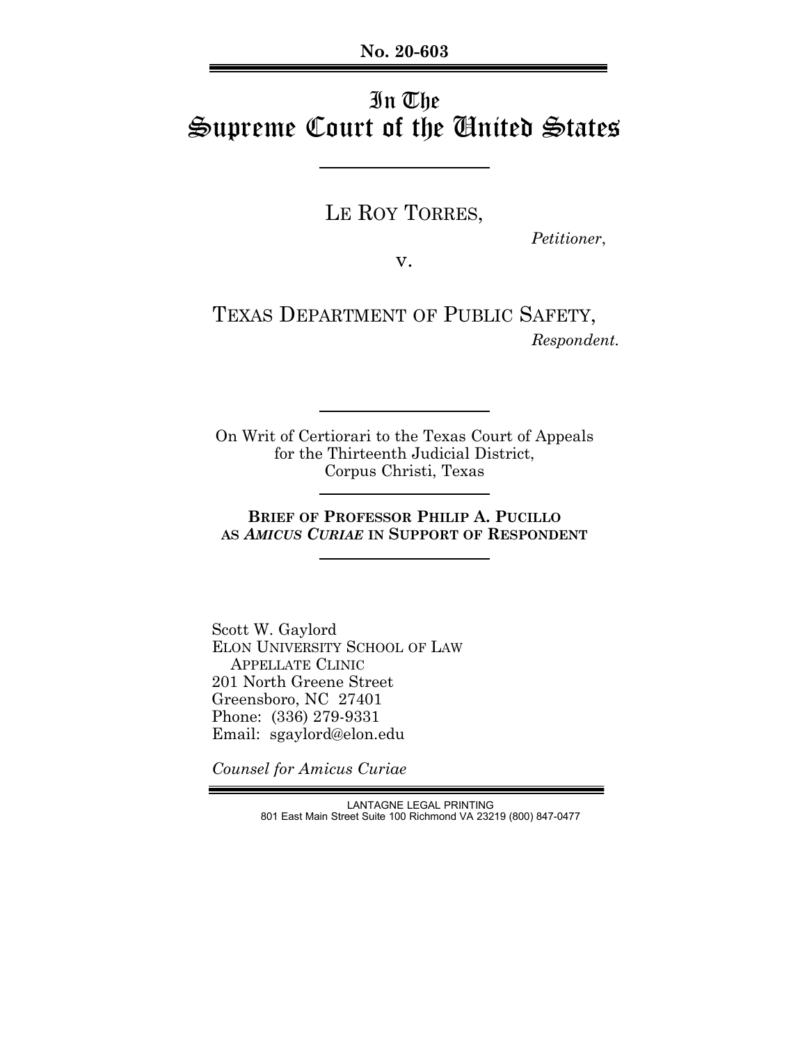**No. 20-603**

# In The Supreme Court of the United States

LE ROY TORRES,

*Petitioner*,

v.

TEXAS DEPARTMENT OF PUBLIC SAFETY,

*Respondent*.

On Writ of Certiorari to the Texas Court of Appeals for the Thirteenth Judicial District, Corpus Christi, Texas

**BRIEF OF PROFESSOR PHILIP A. PUCILLO AS *AMICUS CURIAE* IN SUPPORT OF RESPONDENT**

Scott W. Gaylord
ELON UNIVERSITY SCHOOL OF LAW
APPELLATE CLINIC
201 North Greene Street
Greensboro, NC 27401
Phone: (336) 279-9331
Email: sgaylord@elon.edu

*Counsel for Amicus Curiae*

LANTAGNE LEGAL PRINTING
801 East Main Street Suite 100 Richmond VA 23219 (800) 847-0477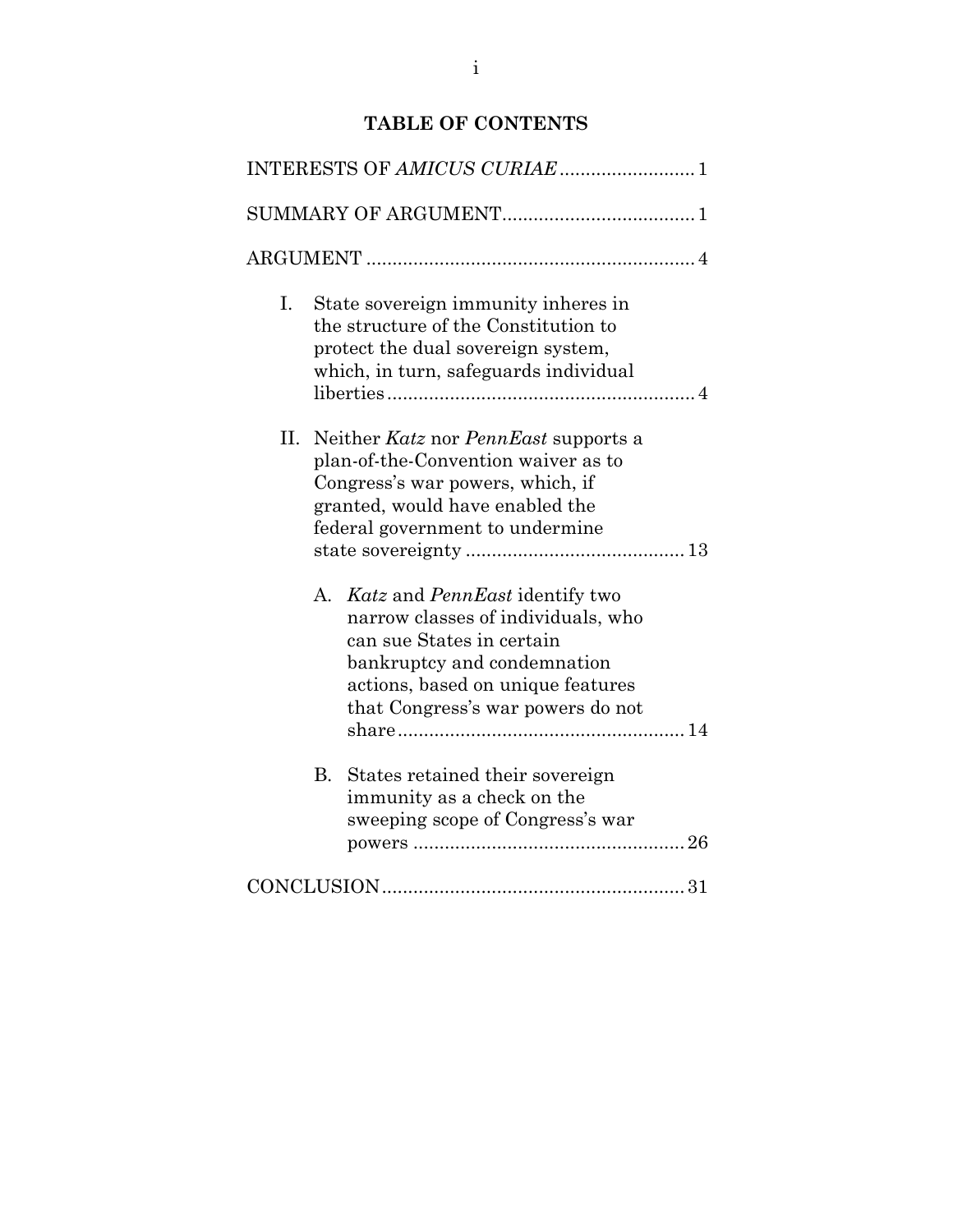# TABLE OF CONTENTS

INTERESTS OF *AMICUS CURIAE* .......................... 1

SUMMARY OF ARGUMENT..................................... 1

ARGUMENT ............................................................... 4

I. State sovereign immunity inheres in the structure of the Constitution to protect the dual sovereign system, which, in turn, safeguards individual liberties ........................................................... 4

II. Neither *Katz* nor *PennEast* supports a plan-of-the-Convention waiver as to Congress's war powers, which, if granted, would have enabled the federal government to undermine state sovereignty .......................................... 13

   A. *Katz* and *PennEast* identify two narrow classes of individuals, who can sue States in certain bankruptcy and condemnation actions, based on unique features that Congress's war powers do not share....................................................... 14

   B. States retained their sovereign immunity as a check on the sweeping scope of Congress's war powers .................................................... 26

CONCLUSION.......................................................... 31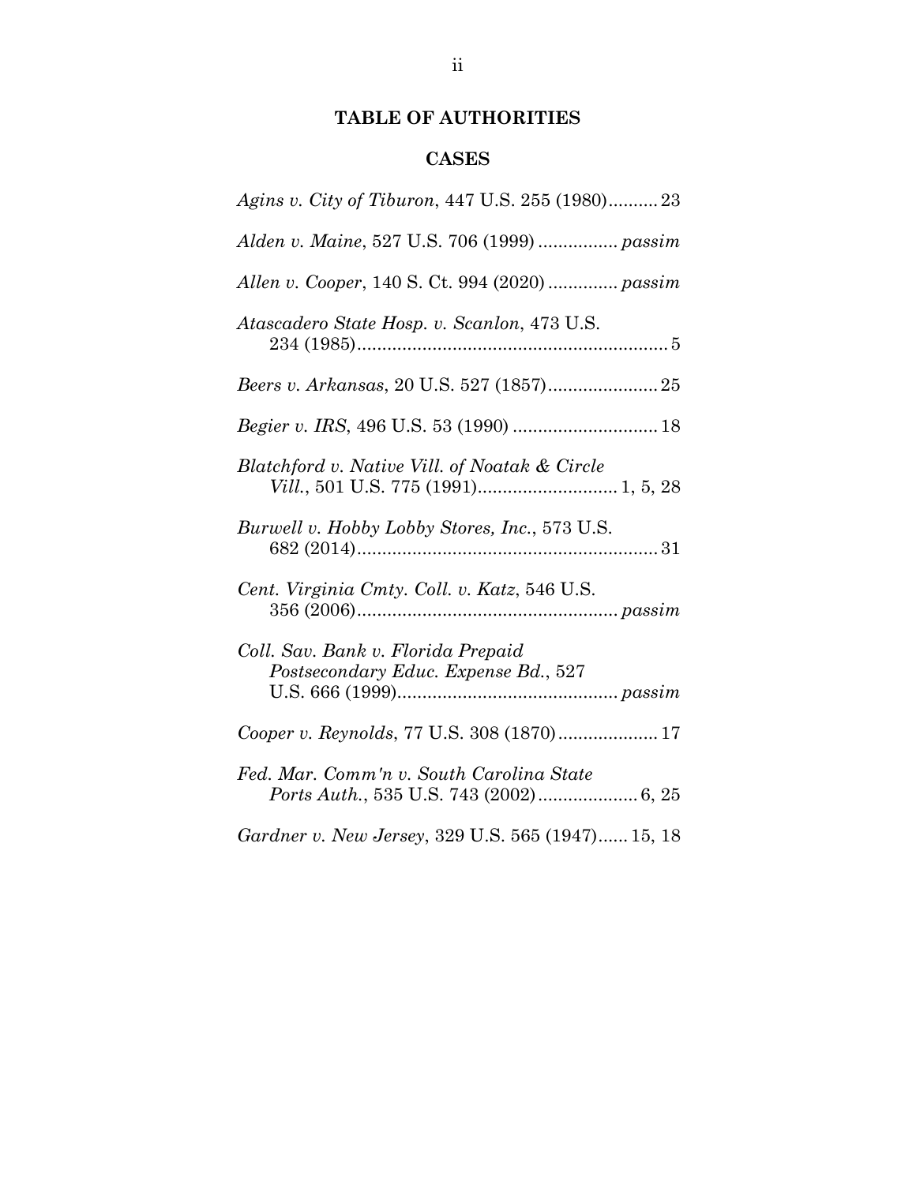## TABLE OF AUTHORITIES

### CASES

*Agins v. City of Tiburon*, 447 U.S. 255 (1980)..........23

*Alden v. Maine*, 527 U.S. 706 (1999)................*passim*

*Allen v. Cooper*, 140 S. Ct. 994 (2020)..............*passim*

*Atascadero State Hosp. v. Scanlon*, 473 U.S. 234 (1985)..............................................................5

*Beers v. Arkansas*, 20 U.S. 527 (1857)......................25

*Begier v. IRS*, 496 U.S. 53 (1990).............................18

*Blatchford v. Native Vill. of Noatak & Circle Vill.*, 501 U.S. 775 (1991)............................1, 5, 28

*Burwell v. Hobby Lobby Stores, Inc.*, 573 U.S. 682 (2014)............................................................31

*Cent. Virginia Cmty. Coll. v. Katz*, 546 U.S. 356 (2006)....................................................*passim*

*Coll. Sav. Bank v. Florida Prepaid Postsecondary Educ. Expense Bd.*, 527 U.S. 666 (1999)............................................*passim*

*Cooper v. Reynolds*, 77 U.S. 308 (1870)....................17

*Fed. Mar. Comm'n v. South Carolina State Ports Auth.*, 535 U.S. 743 (2002)....................6, 25

*Gardner v. New Jersey*, 329 U.S. 565 (1947)......15, 18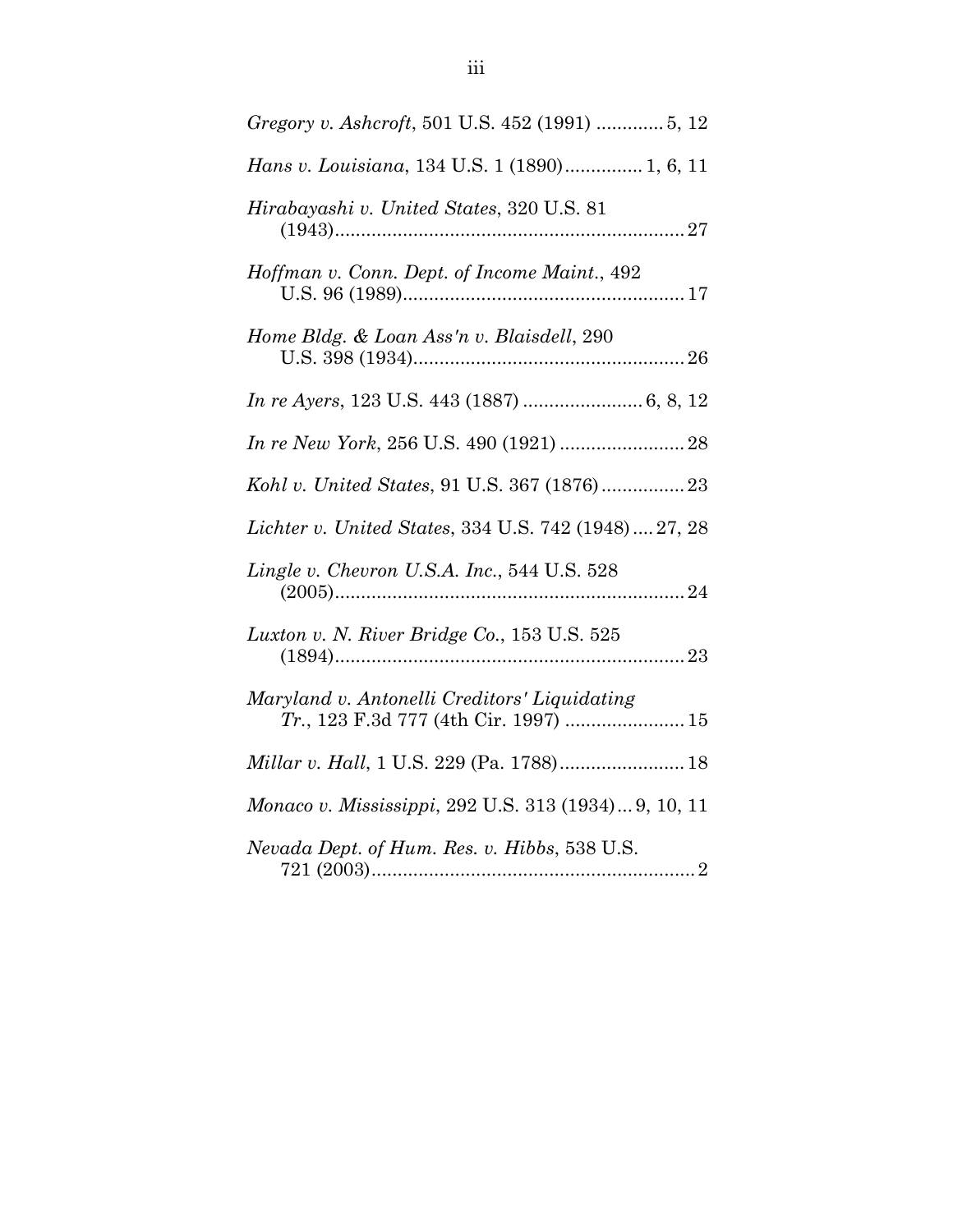*Gregory v. Ashcroft*, 501 U.S. 452 (1991) ............. 5, 12

*Hans v. Louisiana*, 134 U.S. 1 (1890)............... 1, 6, 11

*Hirabayashi v. United States*, 320 U.S. 81 (1943)................................................................... 27

*Hoffman v. Conn. Dept. of Income Maint.*, 492 U.S. 96 (1989)...................................................... 17

*Home Bldg. & Loan Ass'n v. Blaisdell*, 290 U.S. 398 (1934).................................................... 26

*In re Ayers*, 123 U.S. 443 (1887) ....................... 6, 8, 12

*In re New York*, 256 U.S. 490 (1921) ........................ 28

*Kohl v. United States*, 91 U.S. 367 (1876)................ 23

*Lichter v. United States*, 334 U.S. 742 (1948).... 27, 28

*Lingle v. Chevron U.S.A. Inc.*, 544 U.S. 528 (2005)................................................................... 24

*Luxton v. N. River Bridge Co.*, 153 U.S. 525 (1894)................................................................... 23

*Maryland v. Antonelli Creditors' Liquidating Tr.*, 123 F.3d 777 (4th Cir. 1997) ....................... 15

*Millar v. Hall*, 1 U.S. 229 (Pa. 1788)........................ 18

*Monaco v. Mississippi*, 292 U.S. 313 (1934)... 9, 10, 11

*Nevada Dept. of Hum. Res. v. Hibbs*, 538 U.S. 721 (2003).............................................................. 2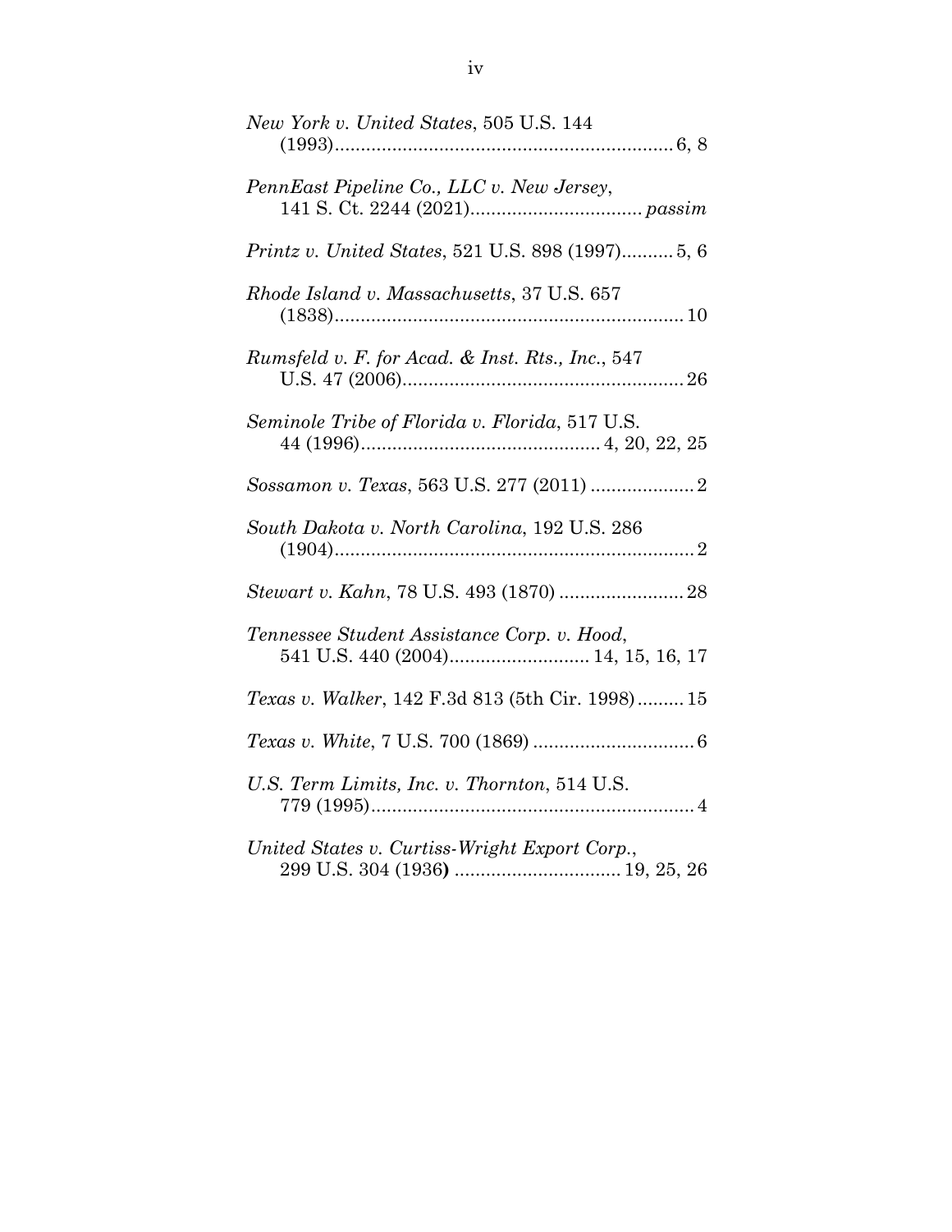*New York v. United States*, 505 U.S. 144 (1993)................................................................ 6, 8

*PennEast Pipeline Co., LLC v. New Jersey*, 141 S. Ct. 2244 (2021)................................ *passim*

*Printz v. United States*, 521 U.S. 898 (1997).......... 5, 6

*Rhode Island v. Massachusetts*, 37 U.S. 657 (1838)................................................................... 10

*Rumsfeld v. F. for Acad. & Inst. Rts., Inc.*, 547 U.S. 47 (2006)...................................................... 26

*Seminole Tribe of Florida v. Florida*, 517 U.S. 44 (1996).............................................. 4, 20, 22, 25

*Sossamon v. Texas*, 563 U.S. 277 (2011) .................... 2

*South Dakota v. North Carolina*, 192 U.S. 286 (1904)..................................................................... 2

*Stewart v. Kahn*, 78 U.S. 493 (1870) ........................ 28

*Tennessee Student Assistance Corp. v. Hood*, 541 U.S. 440 (2004).......................... 14, 15, 16, 17

*Texas v. Walker*, 142 F.3d 813 (5th Cir. 1998)......... 15

*Texas v. White*, 7 U.S. 700 (1869) ............................... 6

*U.S. Term Limits, Inc. v. Thornton*, 514 U.S. 779 (1995)............................................................. 4

*United States v. Curtiss-Wright Export Corp.*, 299 U.S. 304 (1936) ................................ 19, 25, 26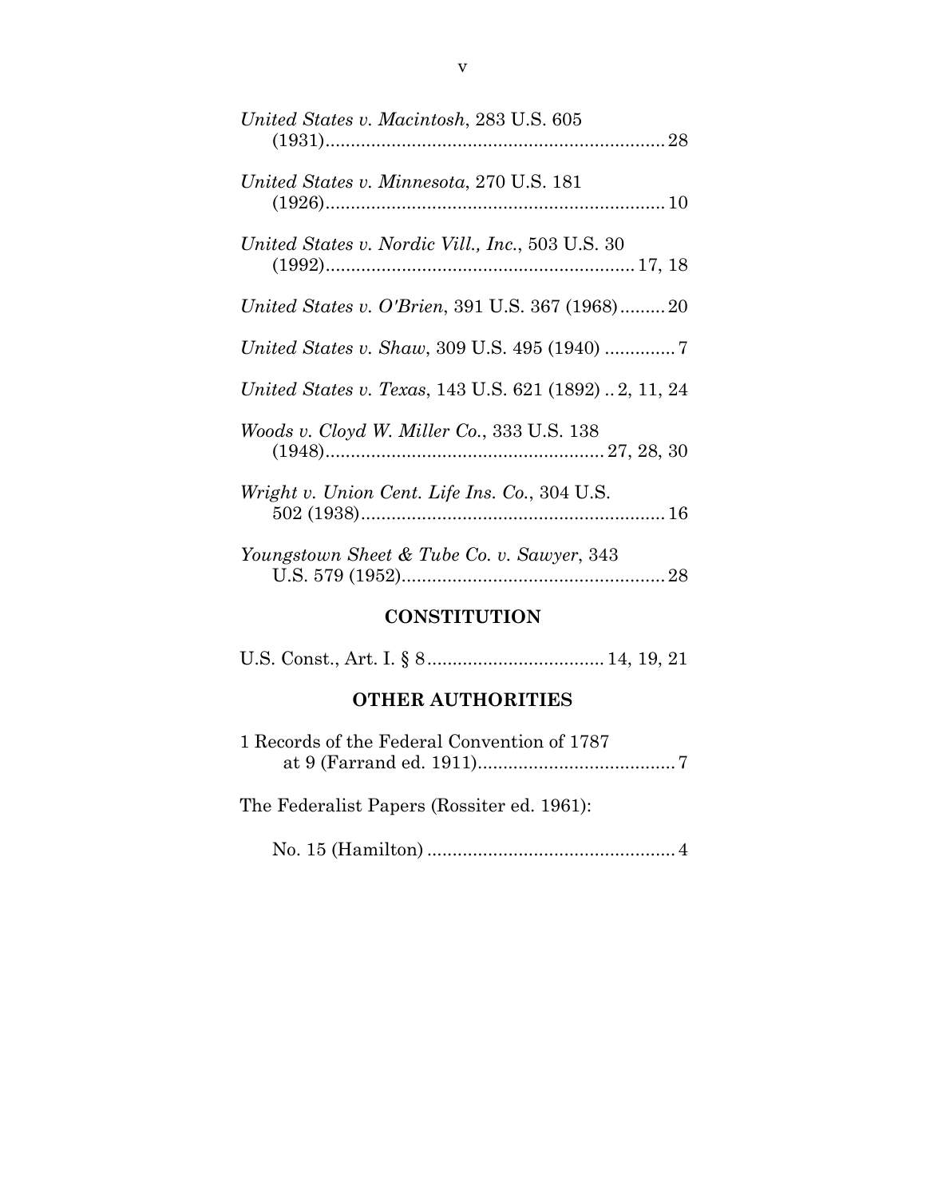*United States v. Macintosh*, 283 U.S. 605 (1931)................................................................... 28

*United States v. Minnesota*, 270 U.S. 181 (1926)................................................................... 10

*United States v. Nordic Vill., Inc.*, 503 U.S. 30 (1992)............................................................. 17, 18

*United States v. O'Brien*, 391 U.S. 367 (1968)......... 20

*United States v. Shaw*, 309 U.S. 495 (1940) ............. 7

*United States v. Texas*, 143 U.S. 621 (1892) .. 2, 11, 24

*Woods v. Cloyd W. Miller Co.*, 333 U.S. 138 (1948)....................................................... 27, 28, 30

*Wright v. Union Cent. Life Ins. Co.*, 304 U.S. 502 (1938)............................................................ 16

*Youngstown Sheet & Tube Co. v. Sawyer*, 343 U.S. 579 (1952).................................................... 28

## CONSTITUTION

U.S. Const., Art. I. § 8.................................. 14, 19, 21

## OTHER AUTHORITIES

1 Records of the Federal Convention of 1787 at 9 (Farrand ed. 1911)....................................... 7

The Federalist Papers (Rossiter ed. 1961):

No. 15 (Hamilton) ................................................ 4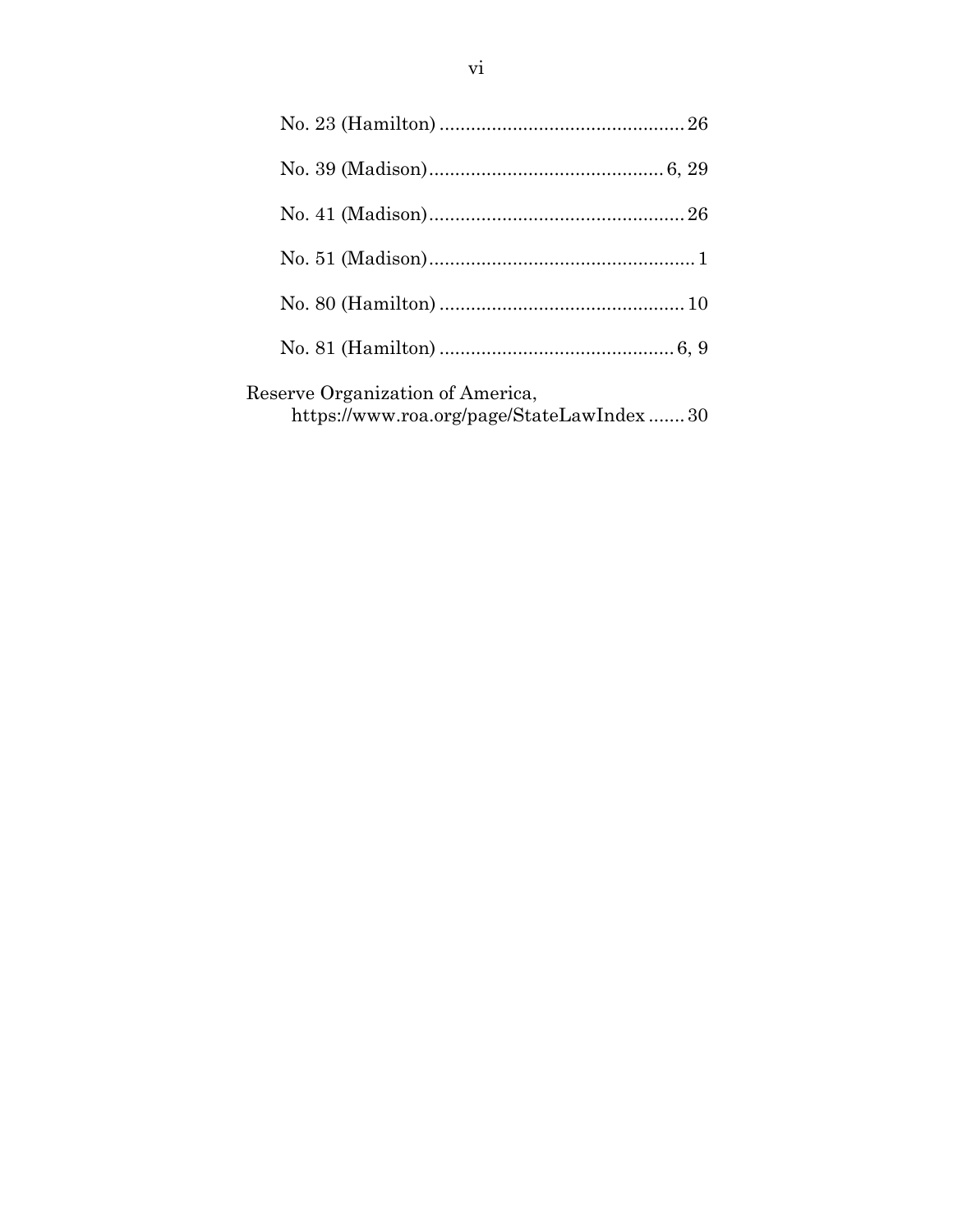No. 23 (Hamilton) ............................................... 26

No. 39 (Madison)............................................. 6, 29

No. 41 (Madison)................................................. 26

No. 51 (Madison)................................................... 1

No. 80 (Hamilton) ............................................... 10

No. 81 (Hamilton) ............................................. 6, 9

Reserve Organization of America,
https://www.roa.org/page/StateLawIndex ....... 30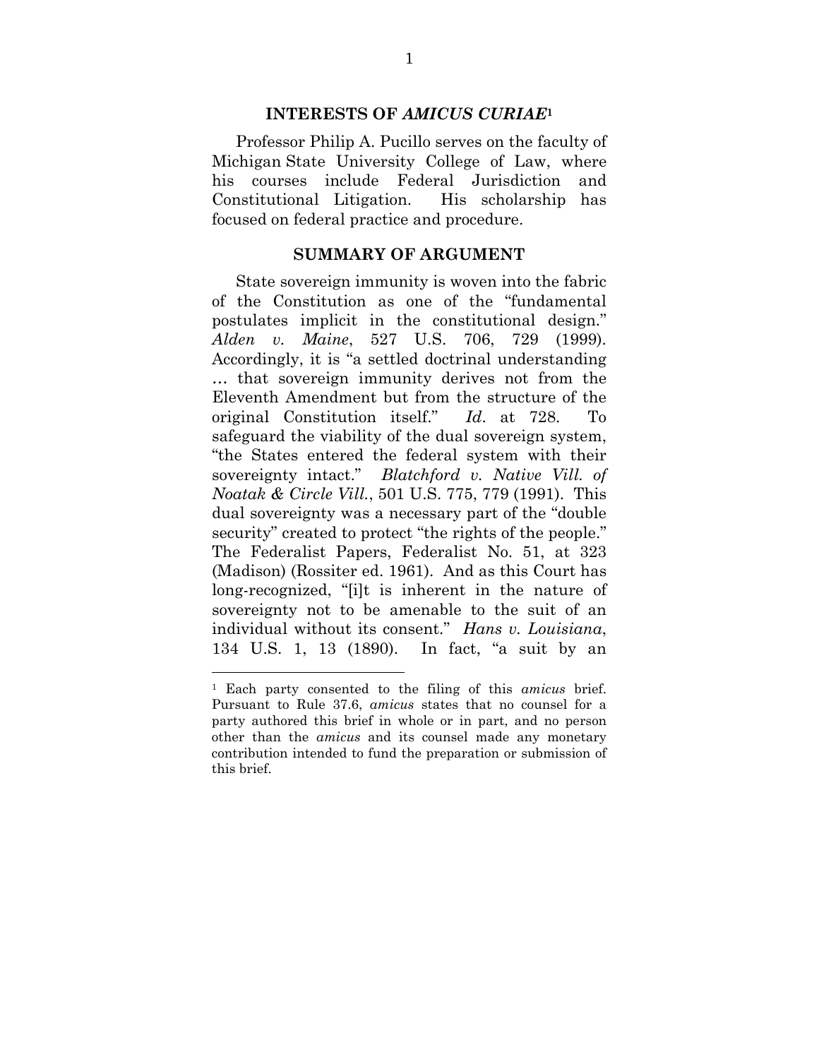## INTERESTS OF *AMICUS CURIAE*[1]

Professor Philip A. Pucillo serves on the faculty of Michigan State University College of Law, where his courses include Federal Jurisdiction and Constitutional Litigation. His scholarship has focused on federal practice and procedure.

## SUMMARY OF ARGUMENT

State sovereign immunity is woven into the fabric of the Constitution as one of the "fundamental postulates implicit in the constitutional design." *Alden v. Maine*, 527 U.S. 706, 729 (1999). Accordingly, it is "a settled doctrinal understanding … that sovereign immunity derives not from the Eleventh Amendment but from the structure of the original Constitution itself." *Id*. at 728. To safeguard the viability of the dual sovereign system, "the States entered the federal system with their sovereignty intact." *Blatchford v. Native Vill. of Noatak & Circle Vill.*, 501 U.S. 775, 779 (1991). This dual sovereignty was a necessary part of the "double security" created to protect "the rights of the people." The Federalist Papers, Federalist No. 51, at 323 (Madison) (Rossiter ed. 1961). And as this Court has long-recognized, "[i]t is inherent in the nature of sovereignty not to be amenable to the suit of an individual without its consent." *Hans v. Louisiana*, 134 U.S. 1, 13 (1890). In fact, "a suit by an

---

[1] Each party consented to the filing of this *amicus* brief. Pursuant to Rule 37.6, *amicus* states that no counsel for a party authored this brief in whole or in part, and no person other than the *amicus* and its counsel made any monetary contribution intended to fund the preparation or submission of this brief.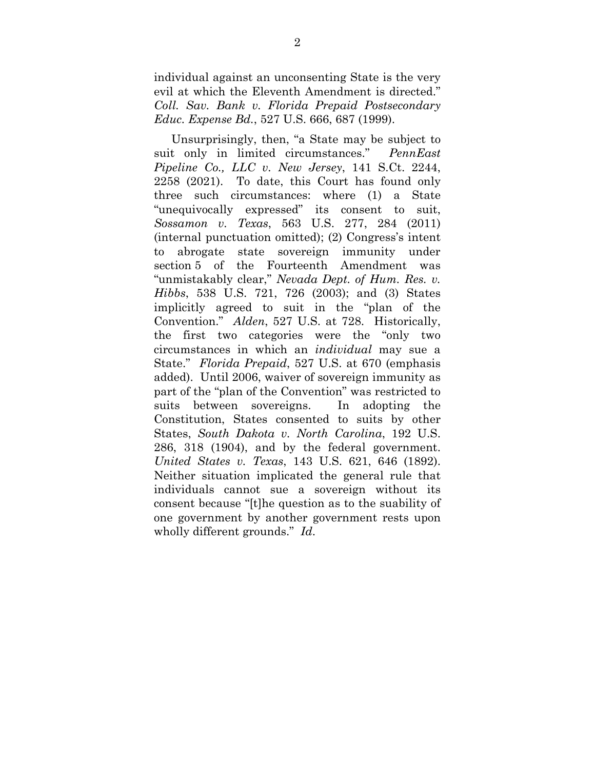individual against an unconsenting State is the very evil at which the Eleventh Amendment is directed." *Coll. Sav. Bank v. Florida Prepaid Postsecondary Educ. Expense Bd.*, 527 U.S. 666, 687 (1999).

Unsurprisingly, then, "a State may be subject to suit only in limited circumstances." *PennEast Pipeline Co., LLC v. New Jersey*, 141 S.Ct. 2244, 2258 (2021). To date, this Court has found only three such circumstances: where (1) a State "unequivocally expressed" its consent to suit, *Sossamon v. Texas*, 563 U.S. 277, 284 (2011) (internal punctuation omitted); (2) Congress's intent to abrogate state sovereign immunity under section 5 of the Fourteenth Amendment was "unmistakably clear," *Nevada Dept. of Hum. Res. v. Hibbs*, 538 U.S. 721, 726 (2003); and (3) States implicitly agreed to suit in the "plan of the Convention." *Alden*, 527 U.S. at 728. Historically, the first two categories were the "only two circumstances in which an *individual* may sue a State." *Florida Prepaid*, 527 U.S. at 670 (emphasis added). Until 2006, waiver of sovereign immunity as part of the "plan of the Convention" was restricted to suits between sovereigns. In adopting the Constitution, States consented to suits by other States, *South Dakota v. North Carolina*, 192 U.S. 286, 318 (1904), and by the federal government. *United States v. Texas*, 143 U.S. 621, 646 (1892). Neither situation implicated the general rule that individuals cannot sue a sovereign without its consent because "[t]he question as to the suability of one government by another government rests upon wholly different grounds." *Id*.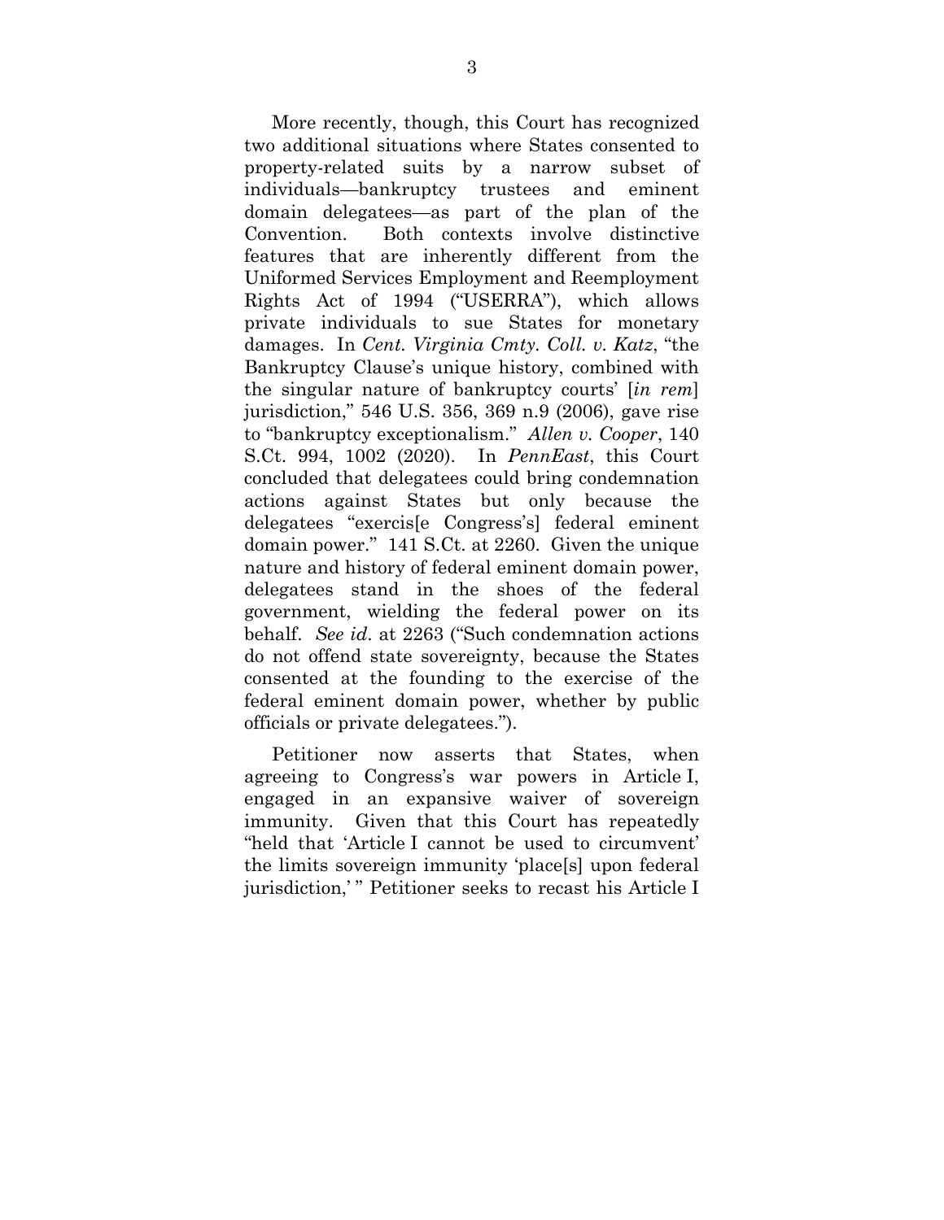More recently, though, this Court has recognized two additional situations where States consented to property-related suits by a narrow subset of individuals—bankruptcy trustees and eminent domain delegatees—as part of the plan of the Convention. Both contexts involve distinctive features that are inherently different from the Uniformed Services Employment and Reemployment Rights Act of 1994 ("USERRA"), which allows private individuals to sue States for monetary damages. In *Cent. Virginia Cmty. Coll. v. Katz*, "the Bankruptcy Clause's unique history, combined with the singular nature of bankruptcy courts' [*in rem*] jurisdiction," 546 U.S. 356, 369 n.9 (2006), gave rise to "bankruptcy exceptionalism." *Allen v. Cooper*, 140 S.Ct. 994, 1002 (2020). In *PennEast*, this Court concluded that delegatees could bring condemnation actions against States but only because the delegatees "exercis[e Congress's] federal eminent domain power." 141 S.Ct. at 2260. Given the unique nature and history of federal eminent domain power, delegatees stand in the shoes of the federal government, wielding the federal power on its behalf. *See id.* at 2263 ("Such condemnation actions do not offend state sovereignty, because the States consented at the founding to the exercise of the federal eminent domain power, whether by public officials or private delegatees.").

Petitioner now asserts that States, when agreeing to Congress's war powers in Article I, engaged in an expansive waiver of sovereign immunity. Given that this Court has repeatedly "held that 'Article I cannot be used to circumvent' the limits sovereign immunity 'place[s] upon federal jurisdiction,' " Petitioner seeks to recast his Article I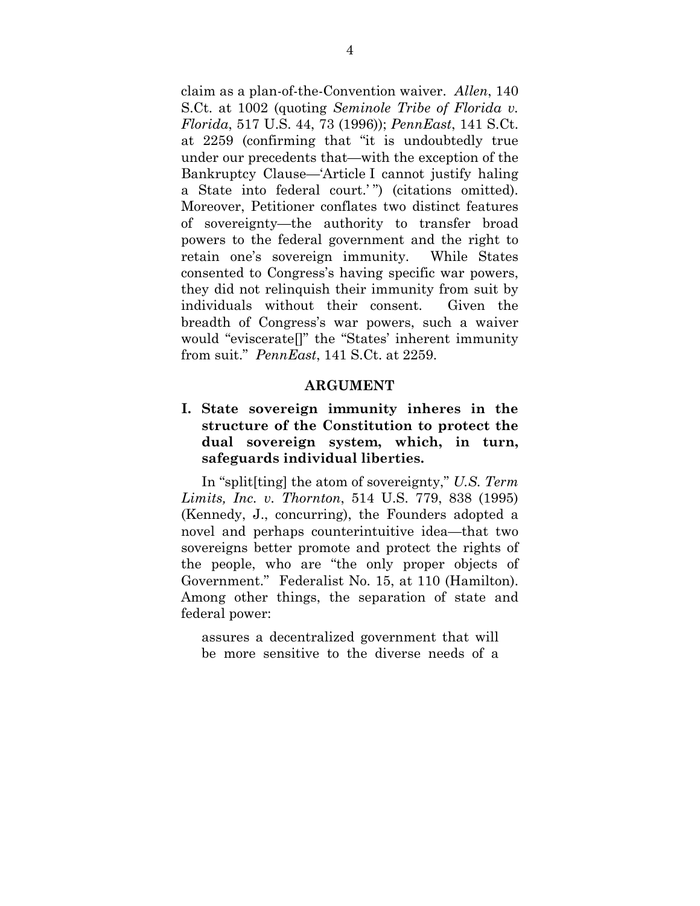claim as a plan-of-the-Convention waiver. *Allen*, 140 S.Ct. at 1002 (quoting *Seminole Tribe of Florida v. Florida*, 517 U.S. 44, 73 (1996)); *PennEast*, 141 S.Ct. at 2259 (confirming that "it is undoubtedly true under our precedents that—with the exception of the Bankruptcy Clause—'Article I cannot justify haling a State into federal court.' ") (citations omitted). Moreover, Petitioner conflates two distinct features of sovereignty—the authority to transfer broad powers to the federal government and the right to retain one's sovereign immunity. While States consented to Congress's having specific war powers, they did not relinquish their immunity from suit by individuals without their consent. Given the breadth of Congress's war powers, such a waiver would "eviscerate[]" the "States' inherent immunity from suit." *PennEast*, 141 S.Ct. at 2259.

## ARGUMENT

### I. State sovereign immunity inheres in the structure of the Constitution to protect the dual sovereign system, which, in turn, safeguards individual liberties.

In "split[ting] the atom of sovereignty," *U.S. Term Limits, Inc. v. Thornton*, 514 U.S. 779, 838 (1995) (Kennedy, J., concurring), the Founders adopted a novel and perhaps counterintuitive idea—that two sovereigns better promote and protect the rights of the people, who are "the only proper objects of Government." Federalist No. 15, at 110 (Hamilton). Among other things, the separation of state and federal power:

> assures a decentralized government that will be more sensitive to the diverse needs of a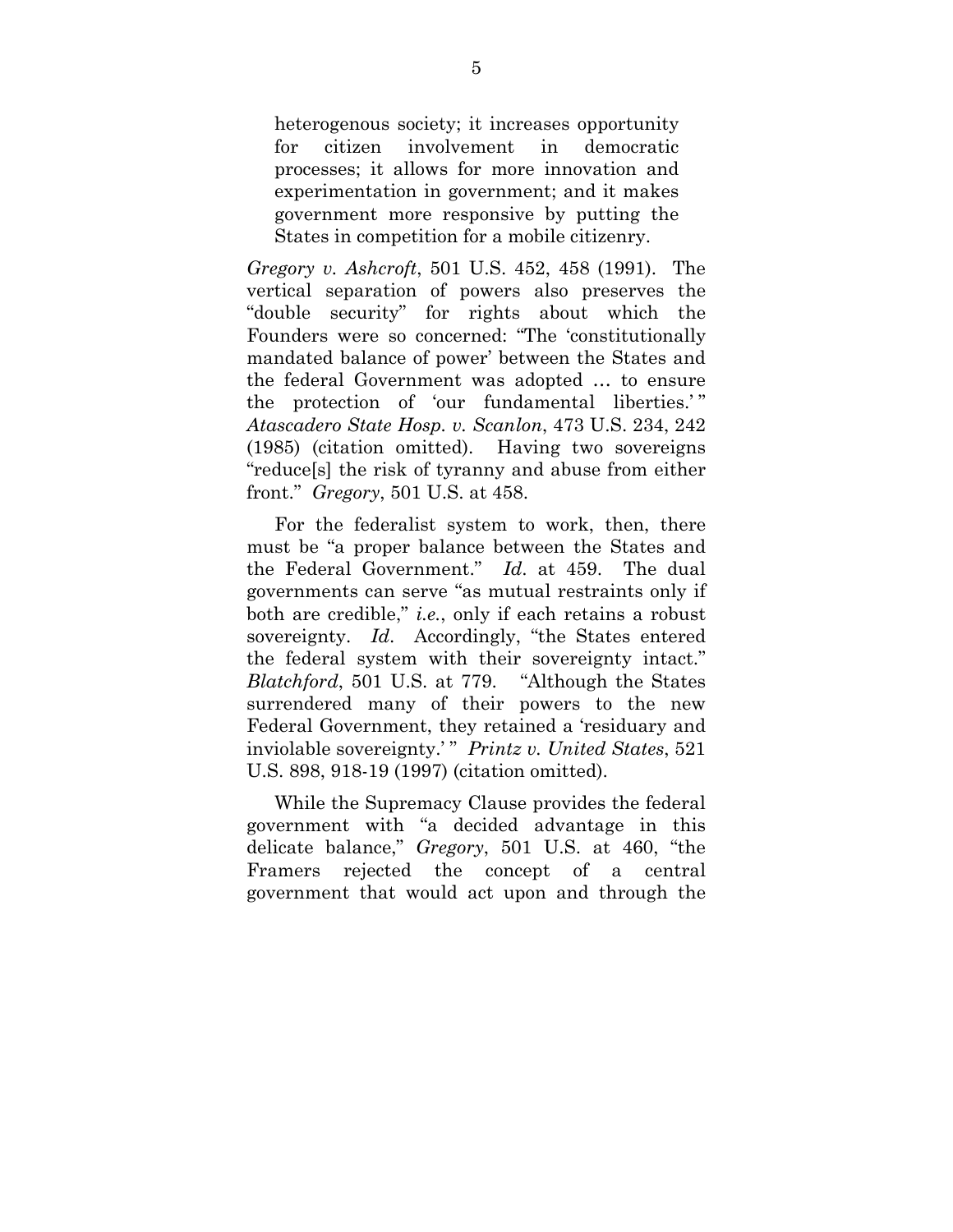> heterogenous society; it increases opportunity for citizen involvement in democratic processes; it allows for more innovation and experimentation in government; and it makes government more responsive by putting the States in competition for a mobile citizenry.

*Gregory v. Ashcroft*, 501 U.S. 452, 458 (1991). The vertical separation of powers also preserves the "double security" for rights about which the Founders were so concerned: "The 'constitutionally mandated balance of power' between the States and the federal Government was adopted … to ensure the protection of 'our fundamental liberties.'" *Atascadero State Hosp. v. Scanlon*, 473 U.S. 234, 242 (1985) (citation omitted). Having two sovereigns "reduce[s] the risk of tyranny and abuse from either front." *Gregory*, 501 U.S. at 458.

For the federalist system to work, then, there must be "a proper balance between the States and the Federal Government." *Id*. at 459. The dual governments can serve "as mutual restraints only if both are credible," *i.e.*, only if each retains a robust sovereignty. *Id*. Accordingly, "the States entered the federal system with their sovereignty intact." *Blatchford*, 501 U.S. at 779. "Although the States surrendered many of their powers to the new Federal Government, they retained a 'residuary and inviolable sovereignty.'" *Printz v. United States*, 521 U.S. 898, 918-19 (1997) (citation omitted).

While the Supremacy Clause provides the federal government with "a decided advantage in this delicate balance," *Gregory*, 501 U.S. at 460, "the Framers rejected the concept of a central government that would act upon and through the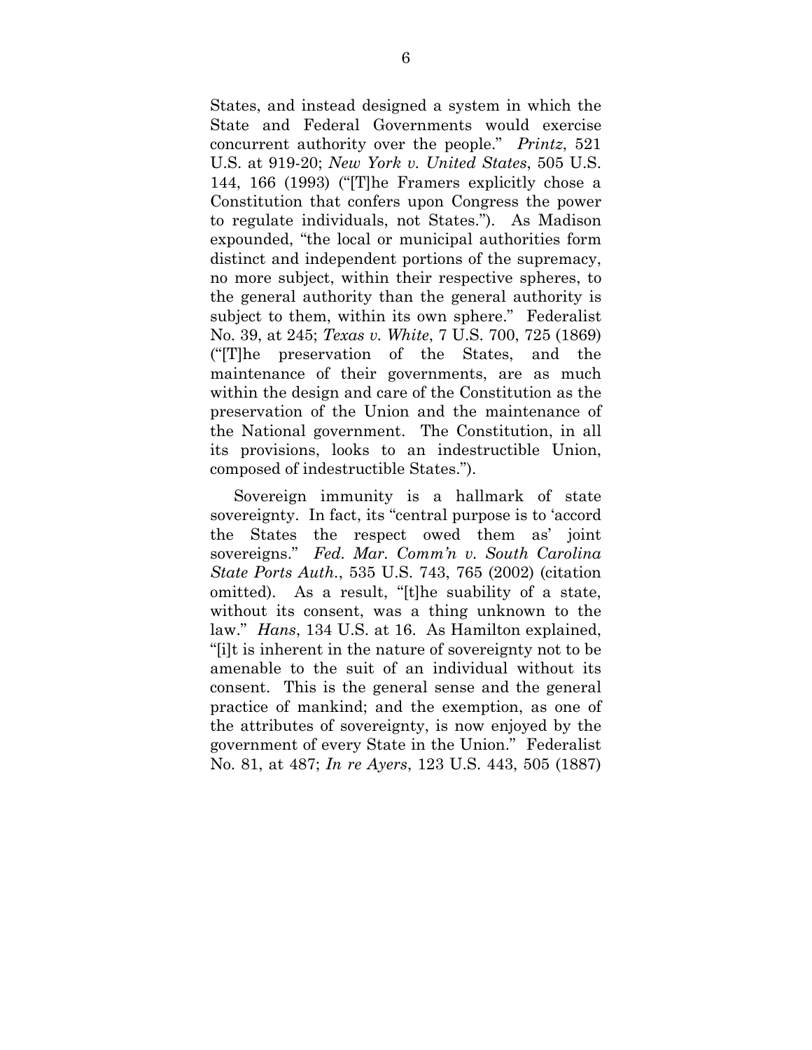States, and instead designed a system in which the State and Federal Governments would exercise concurrent authority over the people." *Printz*, 521 U.S. at 919-20; *New York v. United States*, 505 U.S. 144, 166 (1993) ("[T]he Framers explicitly chose a Constitution that confers upon Congress the power to regulate individuals, not States."). As Madison expounded, "the local or municipal authorities form distinct and independent portions of the supremacy, no more subject, within their respective spheres, to the general authority than the general authority is subject to them, within its own sphere." Federalist No. 39, at 245; *Texas v. White*, 7 U.S. 700, 725 (1869) ("[T]he preservation of the States, and the maintenance of their governments, are as much within the design and care of the Constitution as the preservation of the Union and the maintenance of the National government. The Constitution, in all its provisions, looks to an indestructible Union, composed of indestructible States.").

Sovereign immunity is a hallmark of state sovereignty. In fact, its "central purpose is to 'accord the States the respect owed them as' joint sovereigns." *Fed. Mar. Comm'n v. South Carolina State Ports Auth.*, 535 U.S. 743, 765 (2002) (citation omitted). As a result, "[t]he suability of a state, without its consent, was a thing unknown to the law." *Hans*, 134 U.S. at 16. As Hamilton explained, "[i]t is inherent in the nature of sovereignty not to be amenable to the suit of an individual without its consent. This is the general sense and the general practice of mankind; and the exemption, as one of the attributes of sovereignty, is now enjoyed by the government of every State in the Union." Federalist No. 81, at 487; *In re Ayers*, 123 U.S. 443, 505 (1887)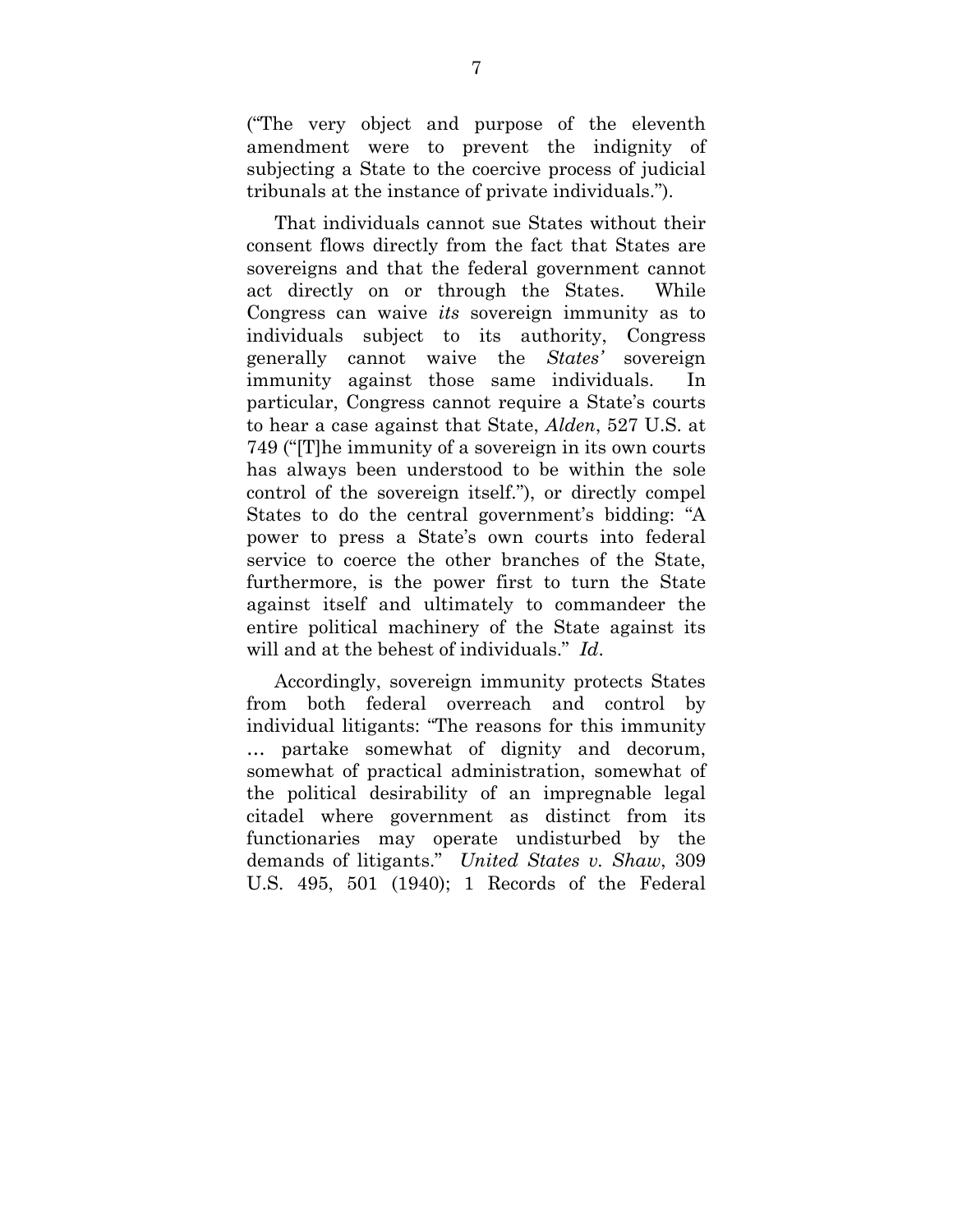("The very object and purpose of the eleventh amendment were to prevent the indignity of subjecting a State to the coercive process of judicial tribunals at the instance of private individuals.").

That individuals cannot sue States without their consent flows directly from the fact that States are sovereigns and that the federal government cannot act directly on or through the States. While Congress can waive *its* sovereign immunity as to individuals subject to its authority, Congress generally cannot waive the *States'* sovereign immunity against those same individuals. In particular, Congress cannot require a State's courts to hear a case against that State, *Alden*, 527 U.S. at 749 ("[T]he immunity of a sovereign in its own courts has always been understood to be within the sole control of the sovereign itself."), or directly compel States to do the central government's bidding: "A power to press a State's own courts into federal service to coerce the other branches of the State, furthermore, is the power first to turn the State against itself and ultimately to commandeer the entire political machinery of the State against its will and at the behest of individuals." *Id*.

Accordingly, sovereign immunity protects States from both federal overreach and control by individual litigants: "The reasons for this immunity … partake somewhat of dignity and decorum, somewhat of practical administration, somewhat of the political desirability of an impregnable legal citadel where government as distinct from its functionaries may operate undisturbed by the demands of litigants." *United States v. Shaw*, 309 U.S. 495, 501 (1940); 1 Records of the Federal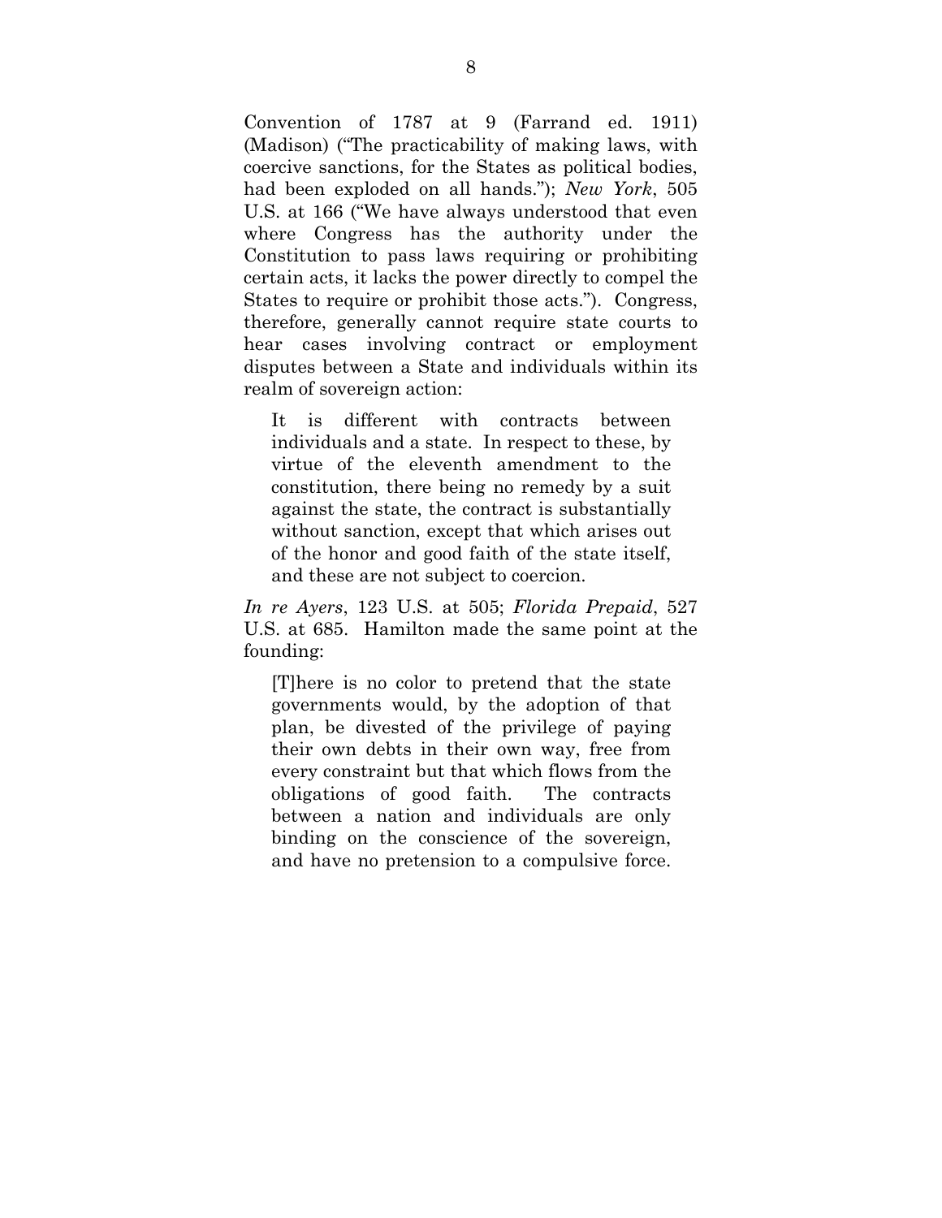Convention of 1787 at 9 (Farrand ed. 1911) (Madison) ("The practicability of making laws, with coercive sanctions, for the States as political bodies, had been exploded on all hands."); *New York*, 505 U.S. at 166 ("We have always understood that even where Congress has the authority under the Constitution to pass laws requiring or prohibiting certain acts, it lacks the power directly to compel the States to require or prohibit those acts."). Congress, therefore, generally cannot require state courts to hear cases involving contract or employment disputes between a State and individuals within its realm of sovereign action:

> It is different with contracts between individuals and a state. In respect to these, by virtue of the eleventh amendment to the constitution, there being no remedy by a suit against the state, the contract is substantially without sanction, except that which arises out of the honor and good faith of the state itself, and these are not subject to coercion.

*In re Ayers*, 123 U.S. at 505; *Florida Prepaid*, 527 U.S. at 685. Hamilton made the same point at the founding:

> [T]here is no color to pretend that the state governments would, by the adoption of that plan, be divested of the privilege of paying their own debts in their own way, free from every constraint but that which flows from the obligations of good faith. The contracts between a nation and individuals are only binding on the conscience of the sovereign, and have no pretension to a compulsive force.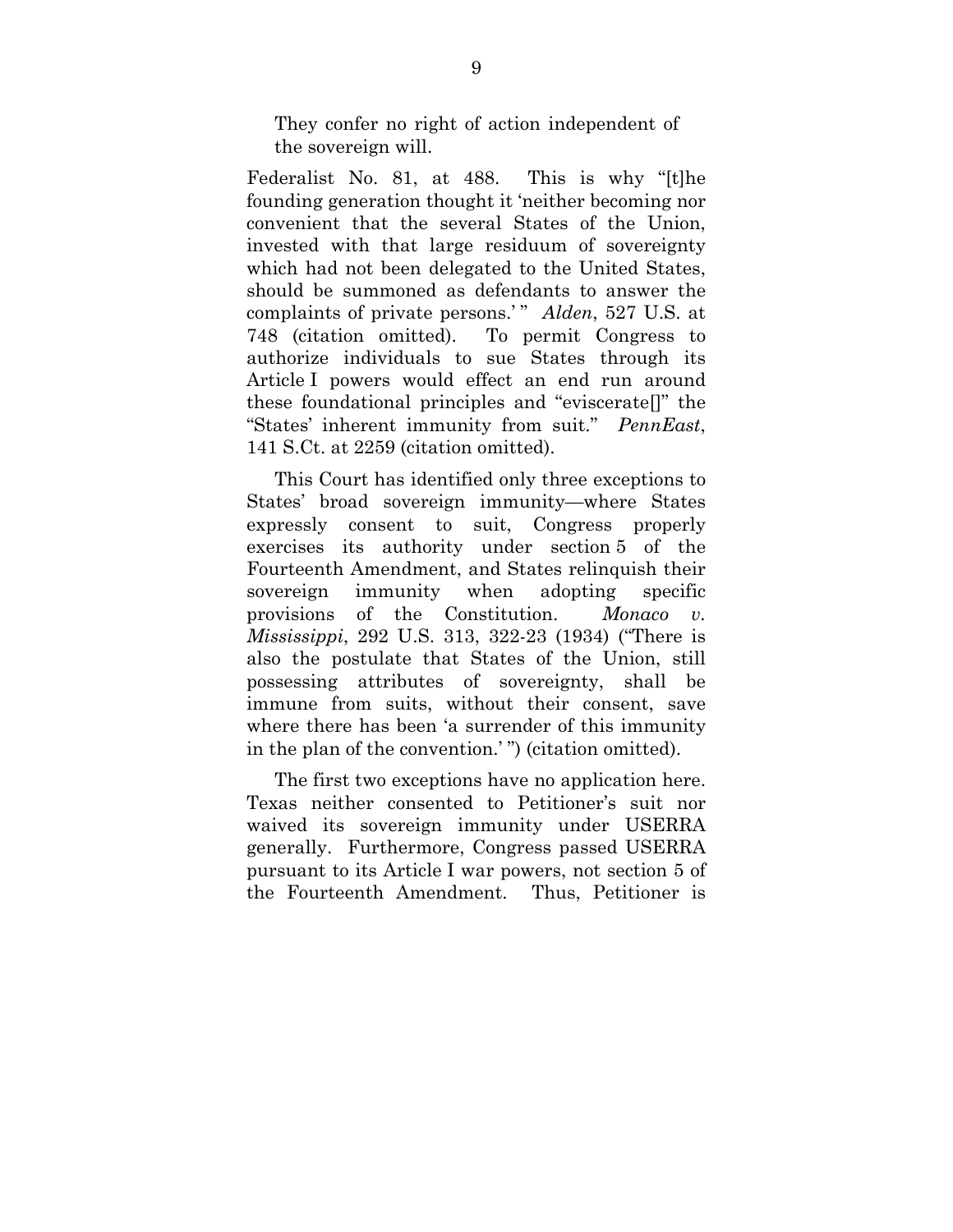> They confer no right of action independent of the sovereign will.

Federalist No. 81, at 488. This is why "[t]he founding generation thought it 'neither becoming nor convenient that the several States of the Union, invested with that large residuum of sovereignty which had not been delegated to the United States, should be summoned as defendants to answer the complaints of private persons.'" *Alden*, 527 U.S. at 748 (citation omitted). To permit Congress to authorize individuals to sue States through its Article I powers would effect an end run around these foundational principles and "eviscerate[]" the "States' inherent immunity from suit." *PennEast*, 141 S.Ct. at 2259 (citation omitted).

This Court has identified only three exceptions to States' broad sovereign immunity—where States expressly consent to suit, Congress properly exercises its authority under section 5 of the Fourteenth Amendment, and States relinquish their sovereign immunity when adopting specific provisions of the Constitution. *Monaco v. Mississippi*, 292 U.S. 313, 322-23 (1934) ("There is also the postulate that States of the Union, still possessing attributes of sovereignty, shall be immune from suits, without their consent, save where there has been 'a surrender of this immunity in the plan of the convention.'") (citation omitted).

The first two exceptions have no application here. Texas neither consented to Petitioner's suit nor waived its sovereign immunity under USERRA generally. Furthermore, Congress passed USERRA pursuant to its Article I war powers, not section 5 of the Fourteenth Amendment. Thus, Petitioner is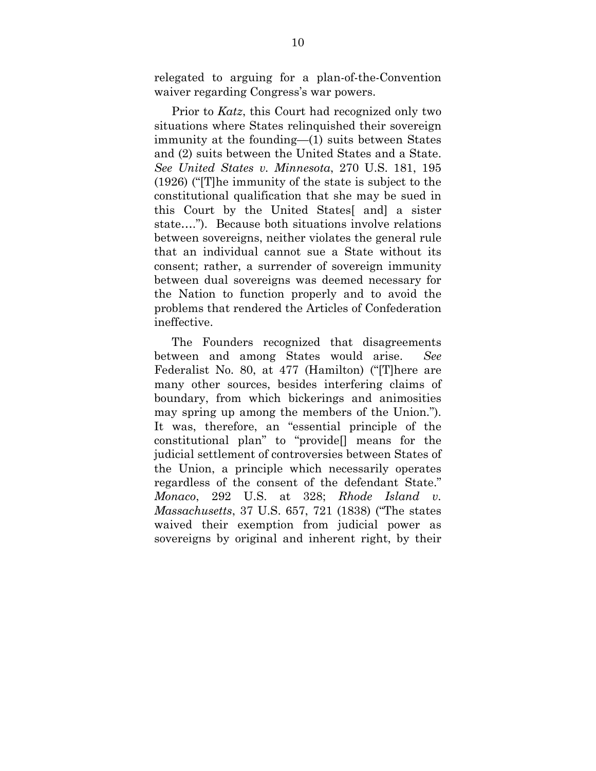relegated to arguing for a plan-of-the-Convention waiver regarding Congress's war powers.

Prior to *Katz*, this Court had recognized only two situations where States relinquished their sovereign immunity at the founding—(1) suits between States and (2) suits between the United States and a State. *See United States v. Minnesota*, 270 U.S. 181, 195 (1926) ("[T]he immunity of the state is subject to the constitutional qualification that she may be sued in this Court by the United States[ and] a sister state…."). Because both situations involve relations between sovereigns, neither violates the general rule that an individual cannot sue a State without its consent; rather, a surrender of sovereign immunity between dual sovereigns was deemed necessary for the Nation to function properly and to avoid the problems that rendered the Articles of Confederation ineffective.

The Founders recognized that disagreements between and among States would arise. *See* Federalist No. 80, at 477 (Hamilton) ("[T]here are many other sources, besides interfering claims of boundary, from which bickerings and animosities may spring up among the members of the Union."). It was, therefore, an "essential principle of the constitutional plan" to "provide[] means for the judicial settlement of controversies between States of the Union, a principle which necessarily operates regardless of the consent of the defendant State." *Monaco*, 292 U.S. at 328; *Rhode Island v. Massachusetts*, 37 U.S. 657, 721 (1838) ("The states waived their exemption from judicial power as sovereigns by original and inherent right, by their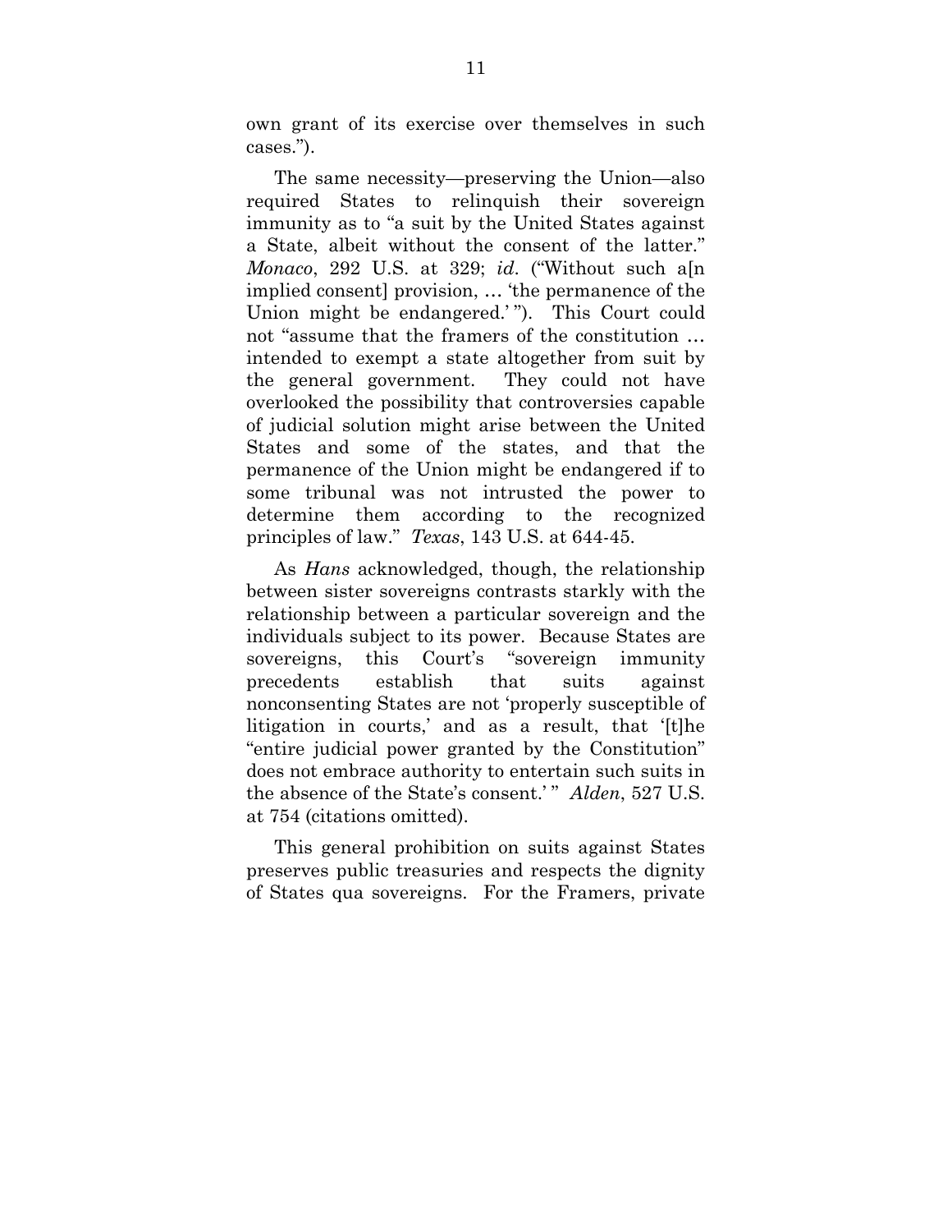own grant of its exercise over themselves in such cases.").

The same necessity—preserving the Union—also required States to relinquish their sovereign immunity as to "a suit by the United States against a State, albeit without the consent of the latter." *Monaco*, 292 U.S. at 329; *id*. ("Without such a[n implied consent] provision, … 'the permanence of the Union might be endangered.' "). This Court could not "assume that the framers of the constitution … intended to exempt a state altogether from suit by the general government. They could not have overlooked the possibility that controversies capable of judicial solution might arise between the United States and some of the states, and that the permanence of the Union might be endangered if to some tribunal was not intrusted the power to determine them according to the recognized principles of law." *Texas*, 143 U.S. at 644-45.

As *Hans* acknowledged, though, the relationship between sister sovereigns contrasts starkly with the relationship between a particular sovereign and the individuals subject to its power. Because States are sovereigns, this Court's "sovereign immunity precedents establish that suits against nonconsenting States are not 'properly susceptible of litigation in courts,' and as a result, that '[t]he "entire judicial power granted by the Constitution" does not embrace authority to entertain such suits in the absence of the State's consent.' " *Alden*, 527 U.S. at 754 (citations omitted).

This general prohibition on suits against States preserves public treasuries and respects the dignity of States qua sovereigns. For the Framers, private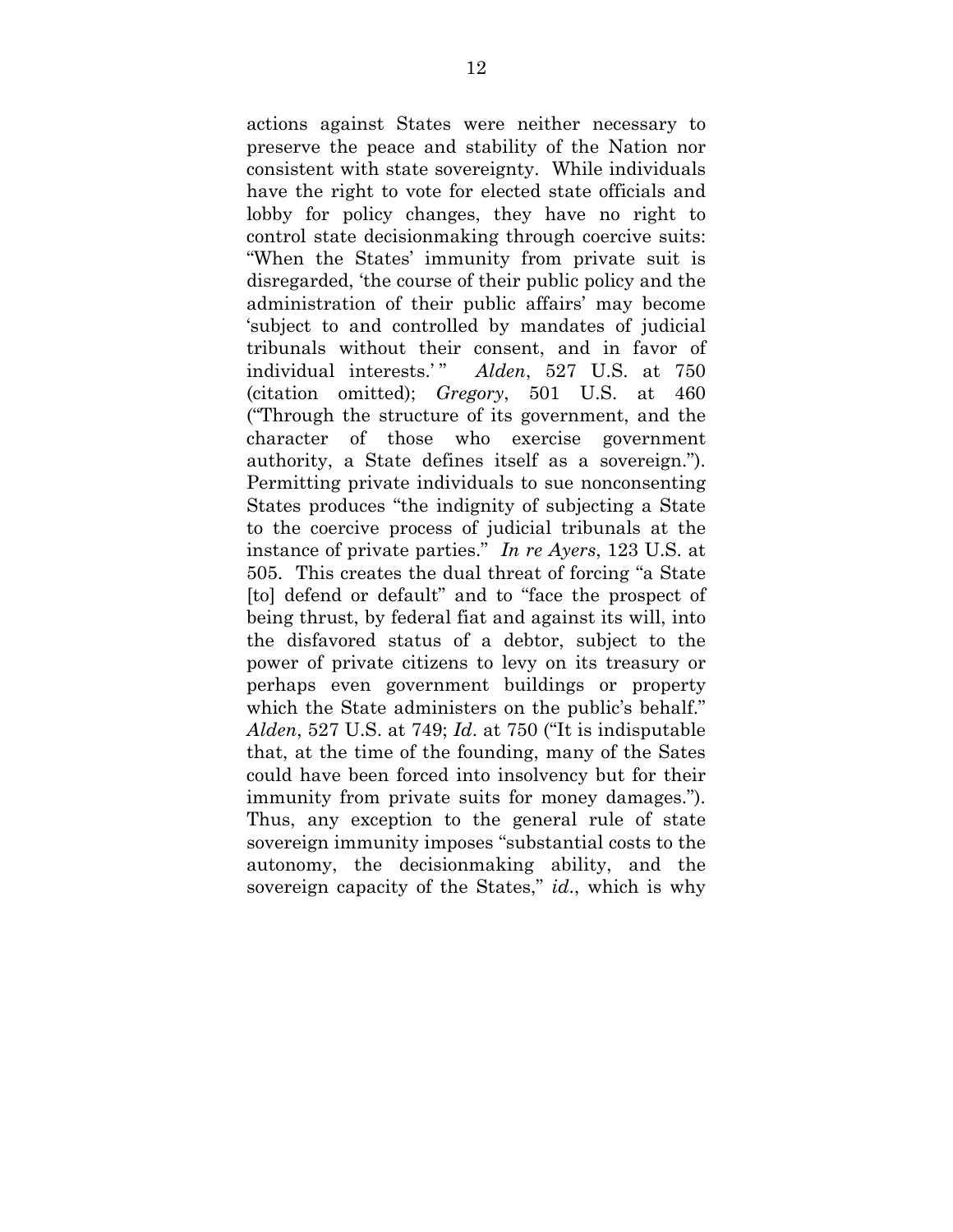actions against States were neither necessary to preserve the peace and stability of the Nation nor consistent with state sovereignty. While individuals have the right to vote for elected state officials and lobby for policy changes, they have no right to control state decisionmaking through coercive suits: "When the States' immunity from private suit is disregarded, 'the course of their public policy and the administration of their public affairs' may become 'subject to and controlled by mandates of judicial tribunals without their consent, and in favor of individual interests.'" *Alden*, 527 U.S. at 750 (citation omitted); *Gregory*, 501 U.S. at 460 ("Through the structure of its government, and the character of those who exercise government authority, a State defines itself as a sovereign."). Permitting private individuals to sue nonconsenting States produces "the indignity of subjecting a State to the coercive process of judicial tribunals at the instance of private parties." *In re Ayers*, 123 U.S. at 505. This creates the dual threat of forcing "a State [to] defend or default" and to "face the prospect of being thrust, by federal fiat and against its will, into the disfavored status of a debtor, subject to the power of private citizens to levy on its treasury or perhaps even government buildings or property which the State administers on the public's behalf." *Alden*, 527 U.S. at 749; *Id*. at 750 ("It is indisputable that, at the time of the founding, many of the Sates could have been forced into insolvency but for their immunity from private suits for money damages."). Thus, any exception to the general rule of state sovereign immunity imposes "substantial costs to the autonomy, the decisionmaking ability, and the sovereign capacity of the States," *id*., which is why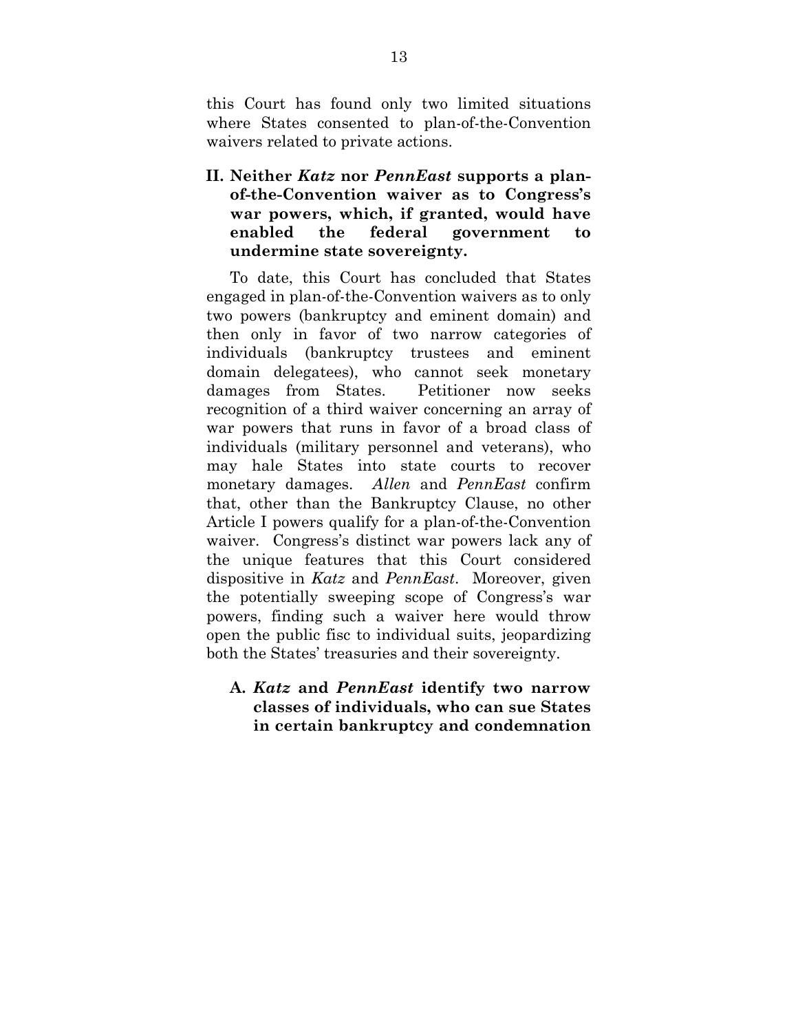this Court has found only two limited situations where States consented to plan-of-the-Convention waivers related to private actions.

## II. Neither *Katz* nor *PennEast* supports a plan-of-the-Convention waiver as to Congress's war powers, which, if granted, would have enabled the federal government to undermine state sovereignty.

To date, this Court has concluded that States engaged in plan-of-the-Convention waivers as to only two powers (bankruptcy and eminent domain) and then only in favor of two narrow categories of individuals (bankruptcy trustees and eminent domain delegatees), who cannot seek monetary damages from States. Petitioner now seeks recognition of a third waiver concerning an array of war powers that runs in favor of a broad class of individuals (military personnel and veterans), who may hale States into state courts to recover monetary damages. *Allen* and *PennEast* confirm that, other than the Bankruptcy Clause, no other Article I powers qualify for a plan-of-the-Convention waiver. Congress's distinct war powers lack any of the unique features that this Court considered dispositive in *Katz* and *PennEast*. Moreover, given the potentially sweeping scope of Congress's war powers, finding such a waiver here would throw open the public fisc to individual suits, jeopardizing both the States' treasuries and their sovereignty.

### A. *Katz* and *PennEast* identify two narrow classes of individuals, who can sue States in certain bankruptcy and condemnation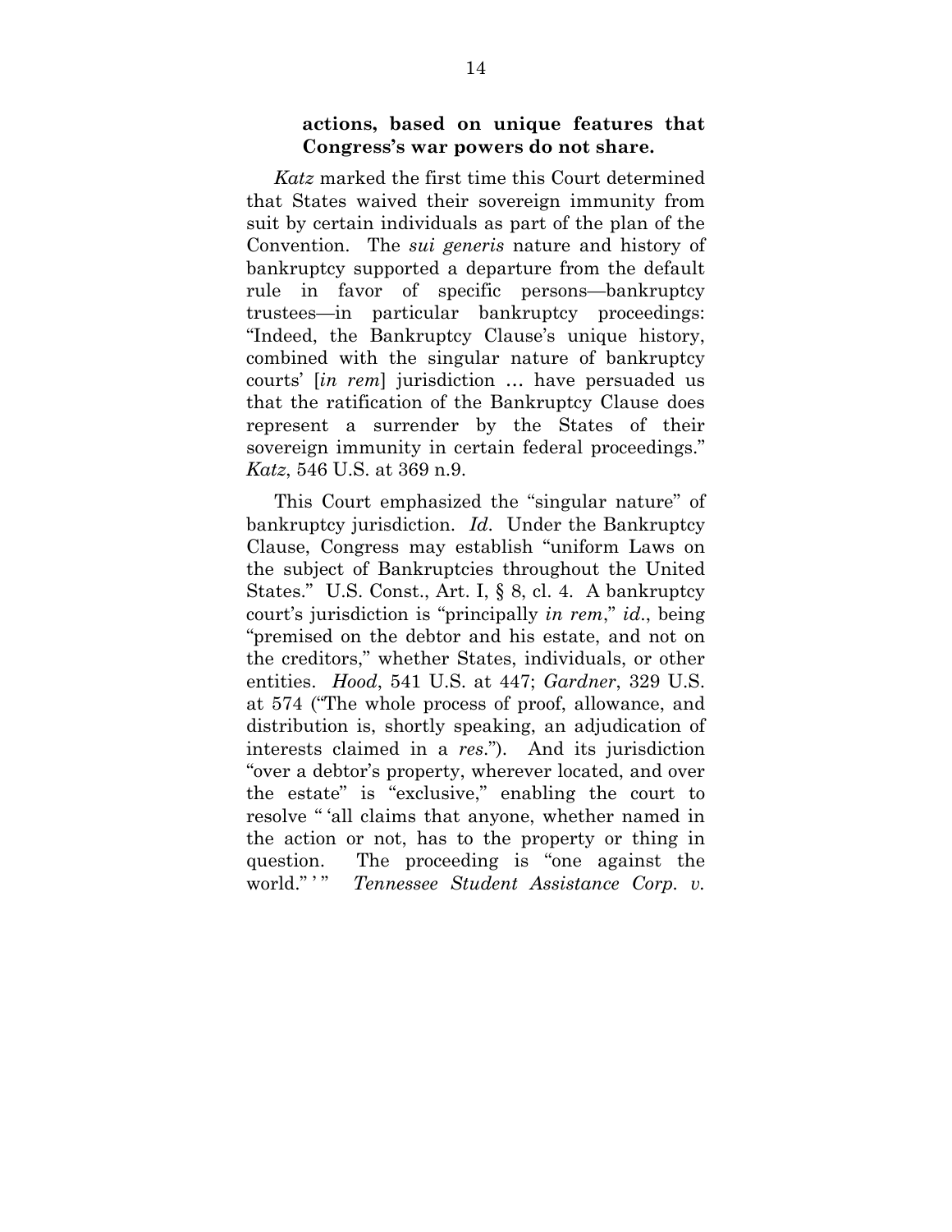**actions, based on unique features that Congress's war powers do not share.**

*Katz* marked the first time this Court determined that States waived their sovereign immunity from suit by certain individuals as part of the plan of the Convention. The *sui generis* nature and history of bankruptcy supported a departure from the default rule in favor of specific persons—bankruptcy trustees—in particular bankruptcy proceedings: "Indeed, the Bankruptcy Clause's unique history, combined with the singular nature of bankruptcy courts' [*in rem*] jurisdiction … have persuaded us that the ratification of the Bankruptcy Clause does represent a surrender by the States of their sovereign immunity in certain federal proceedings." *Katz*, 546 U.S. at 369 n.9.

This Court emphasized the "singular nature" of bankruptcy jurisdiction. *Id*. Under the Bankruptcy Clause, Congress may establish "uniform Laws on the subject of Bankruptcies throughout the United States." U.S. Const., Art. I, § 8, cl. 4. A bankruptcy court's jurisdiction is "principally *in rem*," *id*., being "premised on the debtor and his estate, and not on the creditors," whether States, individuals, or other entities. *Hood*, 541 U.S. at 447; *Gardner*, 329 U.S. at 574 ("The whole process of proof, allowance, and distribution is, shortly speaking, an adjudication of interests claimed in a *res*."). And its jurisdiction "over a debtor's property, wherever located, and over the estate" is "exclusive," enabling the court to resolve " 'all claims that anyone, whether named in the action or not, has to the property or thing in question. The proceeding is "one against the world." ' " *Tennessee Student Assistance Corp. v.*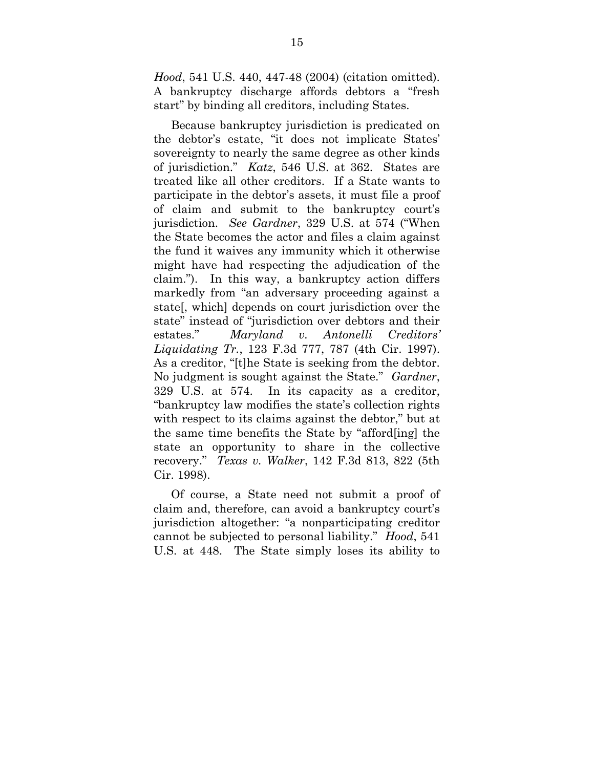*Hood*, 541 U.S. 440, 447-48 (2004) (citation omitted). A bankruptcy discharge affords debtors a "fresh start" by binding all creditors, including States.

Because bankruptcy jurisdiction is predicated on the debtor's estate, "it does not implicate States' sovereignty to nearly the same degree as other kinds of jurisdiction." *Katz*, 546 U.S. at 362. States are treated like all other creditors. If a State wants to participate in the debtor's assets, it must file a proof of claim and submit to the bankruptcy court's jurisdiction. *See Gardner*, 329 U.S. at 574 ("When the State becomes the actor and files a claim against the fund it waives any immunity which it otherwise might have had respecting the adjudication of the claim."). In this way, a bankruptcy action differs markedly from "an adversary proceeding against a state[, which] depends on court jurisdiction over the state" instead of "jurisdiction over debtors and their estates." *Maryland v. Antonelli Creditors' Liquidating Tr.*, 123 F.3d 777, 787 (4th Cir. 1997). As a creditor, "[t]he State is seeking from the debtor. No judgment is sought against the State." *Gardner*, 329 U.S. at 574. In its capacity as a creditor, "bankruptcy law modifies the state's collection rights with respect to its claims against the debtor," but at the same time benefits the State by "afford[ing] the state an opportunity to share in the collective recovery." *Texas v. Walker*, 142 F.3d 813, 822 (5th Cir. 1998).

Of course, a State need not submit a proof of claim and, therefore, can avoid a bankruptcy court's jurisdiction altogether: "a nonparticipating creditor cannot be subjected to personal liability." *Hood*, 541 U.S. at 448. The State simply loses its ability to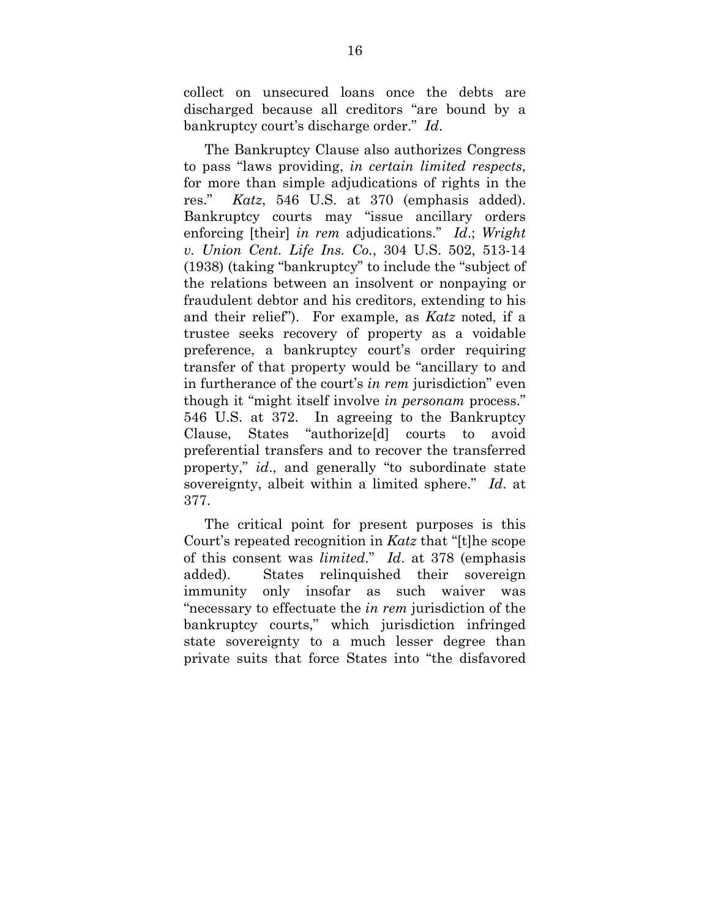collect on unsecured loans once the debts are discharged because all creditors "are bound by a bankruptcy court's discharge order." *Id*.

The Bankruptcy Clause also authorizes Congress to pass "laws providing, *in certain limited respects*, for more than simple adjudications of rights in the res." *Katz*, 546 U.S. at 370 (emphasis added). Bankruptcy courts may "issue ancillary orders enforcing [their] *in rem* adjudications." *Id*.; *Wright v. Union Cent. Life Ins. Co.*, 304 U.S. 502, 513-14 (1938) (taking "bankruptcy" to include the "subject of the relations between an insolvent or nonpaying or fraudulent debtor and his creditors, extending to his and their relief"). For example, as *Katz* noted, if a trustee seeks recovery of property as a voidable preference, a bankruptcy court's order requiring transfer of that property would be "ancillary to and in furtherance of the court's *in rem* jurisdiction" even though it "might itself involve *in personam* process." 546 U.S. at 372. In agreeing to the Bankruptcy Clause, States "authorize[d] courts to avoid preferential transfers and to recover the transferred property," *id*., and generally "to subordinate state sovereignty, albeit within a limited sphere." *Id*. at 377.

The critical point for present purposes is this Court's repeated recognition in *Katz* that "[t]he scope of this consent was *limited*." *Id*. at 378 (emphasis added). States relinquished their sovereign immunity only insofar as such waiver was "necessary to effectuate the *in rem* jurisdiction of the bankruptcy courts," which jurisdiction infringed state sovereignty to a much lesser degree than private suits that force States into "the disfavored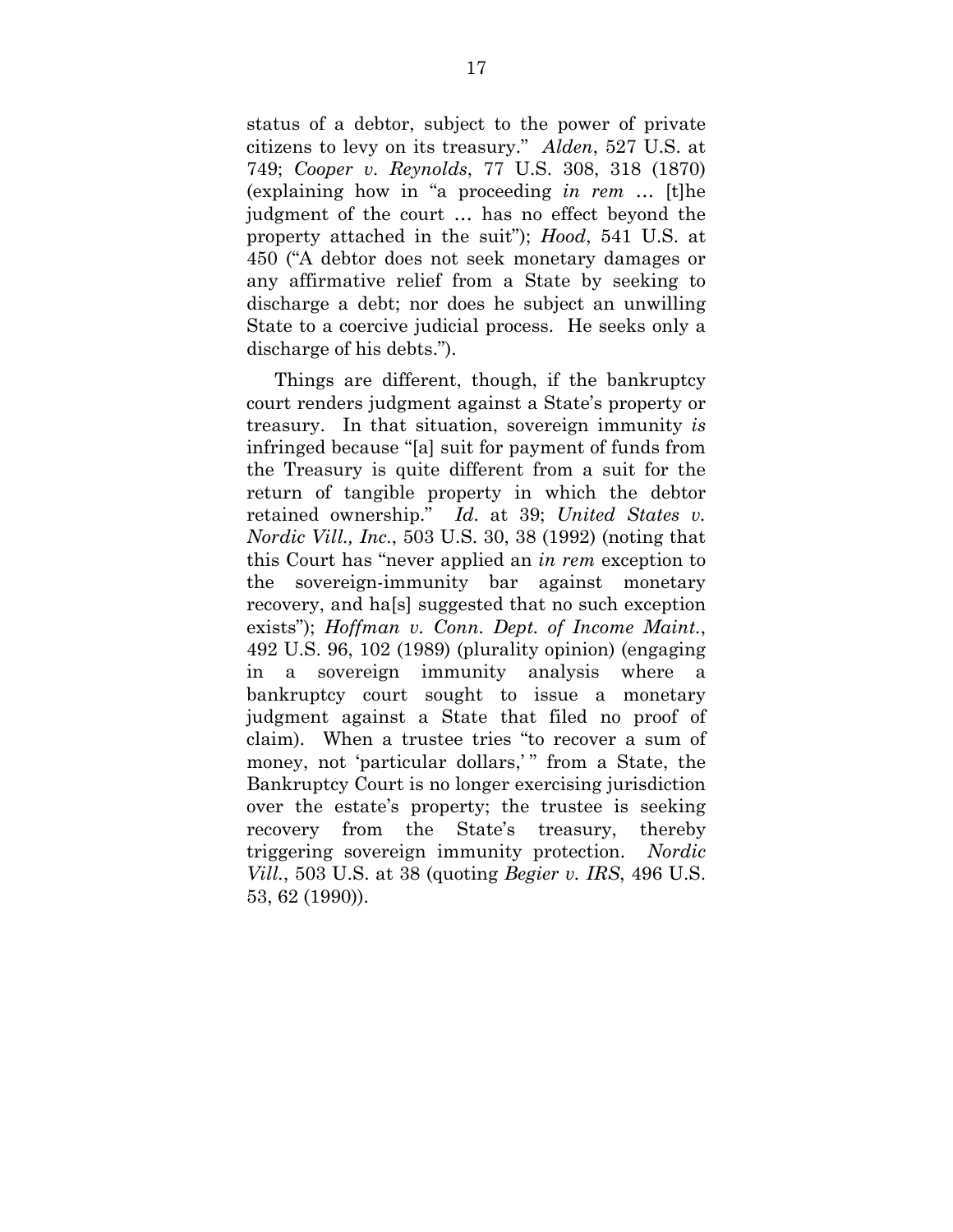status of a debtor, subject to the power of private citizens to levy on its treasury." *Alden*, 527 U.S. at 749; *Cooper v. Reynolds*, 77 U.S. 308, 318 (1870) (explaining how in "a proceeding *in rem* … [t]he judgment of the court … has no effect beyond the property attached in the suit"); *Hood*, 541 U.S. at 450 ("A debtor does not seek monetary damages or any affirmative relief from a State by seeking to discharge a debt; nor does he subject an unwilling State to a coercive judicial process. He seeks only a discharge of his debts.").

Things are different, though, if the bankruptcy court renders judgment against a State's property or treasury. In that situation, sovereign immunity *is* infringed because "[a] suit for payment of funds from the Treasury is quite different from a suit for the return of tangible property in which the debtor retained ownership." *Id.* at 39; *United States v. Nordic Vill., Inc.*, 503 U.S. 30, 38 (1992) (noting that this Court has "never applied an *in rem* exception to the sovereign-immunity bar against monetary recovery, and ha[s] suggested that no such exception exists"); *Hoffman v. Conn. Dept. of Income Maint.*, 492 U.S. 96, 102 (1989) (plurality opinion) (engaging in a sovereign immunity analysis where a bankruptcy court sought to issue a monetary judgment against a State that filed no proof of claim). When a trustee tries "to recover a sum of money, not 'particular dollars,' " from a State, the Bankruptcy Court is no longer exercising jurisdiction over the estate's property; the trustee is seeking recovery from the State's treasury, thereby triggering sovereign immunity protection. *Nordic Vill.*, 503 U.S. at 38 (quoting *Begier v. IRS*, 496 U.S. 53, 62 (1990)).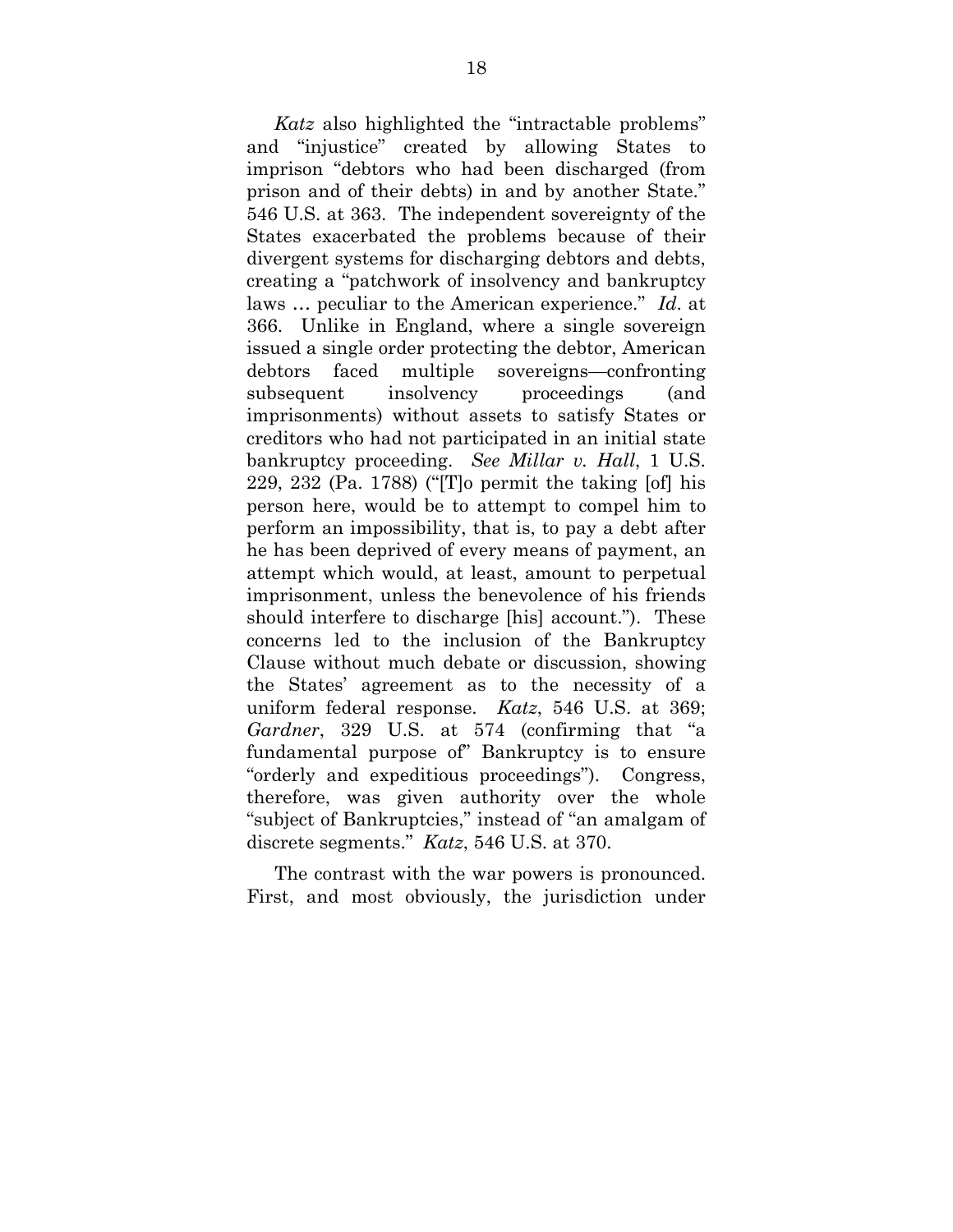*Katz* also highlighted the "intractable problems" and "injustice" created by allowing States to imprison "debtors who had been discharged (from prison and of their debts) in and by another State." 546 U.S. at 363. The independent sovereignty of the States exacerbated the problems because of their divergent systems for discharging debtors and debts, creating a "patchwork of insolvency and bankruptcy laws … peculiar to the American experience." *Id*. at 366. Unlike in England, where a single sovereign issued a single order protecting the debtor, American debtors faced multiple sovereigns—confronting subsequent insolvency proceedings (and imprisonments) without assets to satisfy States or creditors who had not participated in an initial state bankruptcy proceeding. *See Millar v. Hall*, 1 U.S. 229, 232 (Pa. 1788) ("[T]o permit the taking [of] his person here, would be to attempt to compel him to perform an impossibility, that is, to pay a debt after he has been deprived of every means of payment, an attempt which would, at least, amount to perpetual imprisonment, unless the benevolence of his friends should interfere to discharge [his] account."). These concerns led to the inclusion of the Bankruptcy Clause without much debate or discussion, showing the States' agreement as to the necessity of a uniform federal response. *Katz*, 546 U.S. at 369; *Gardner*, 329 U.S. at 574 (confirming that "a fundamental purpose of" Bankruptcy is to ensure "orderly and expeditious proceedings"). Congress, therefore, was given authority over the whole "subject of Bankruptcies," instead of "an amalgam of discrete segments." *Katz*, 546 U.S. at 370.

The contrast with the war powers is pronounced. First, and most obviously, the jurisdiction under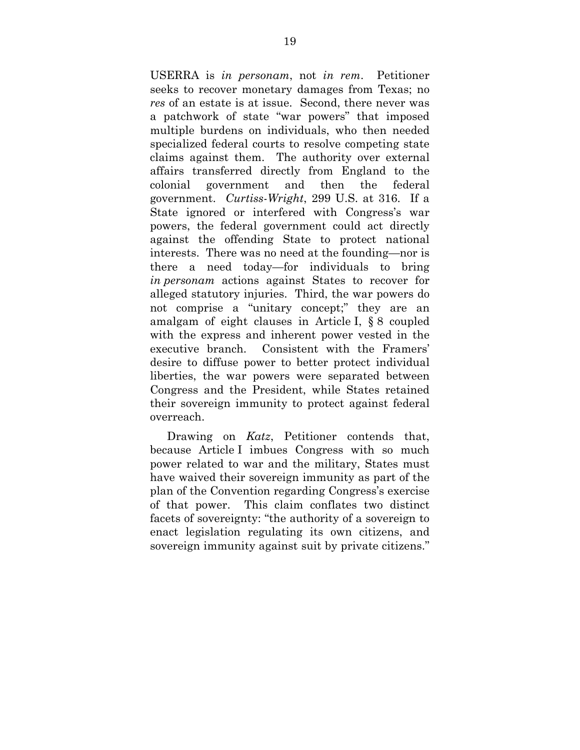USERRA is *in personam*, not *in rem*. Petitioner seeks to recover monetary damages from Texas; no *res* of an estate is at issue. Second, there never was a patchwork of state "war powers" that imposed multiple burdens on individuals, who then needed specialized federal courts to resolve competing state claims against them. The authority over external affairs transferred directly from England to the colonial government and then the federal government. *Curtiss-Wright*, 299 U.S. at 316. If a State ignored or interfered with Congress's war powers, the federal government could act directly against the offending State to protect national interests. There was no need at the founding—nor is there a need today—for individuals to bring *in personam* actions against States to recover for alleged statutory injuries. Third, the war powers do not comprise a "unitary concept;" they are an amalgam of eight clauses in Article I, § 8 coupled with the express and inherent power vested in the executive branch. Consistent with the Framers' desire to diffuse power to better protect individual liberties, the war powers were separated between Congress and the President, while States retained their sovereign immunity to protect against federal overreach.

Drawing on *Katz*, Petitioner contends that, because Article I imbues Congress with so much power related to war and the military, States must have waived their sovereign immunity as part of the plan of the Convention regarding Congress's exercise of that power. This claim conflates two distinct facets of sovereignty: "the authority of a sovereign to enact legislation regulating its own citizens, and sovereign immunity against suit by private citizens."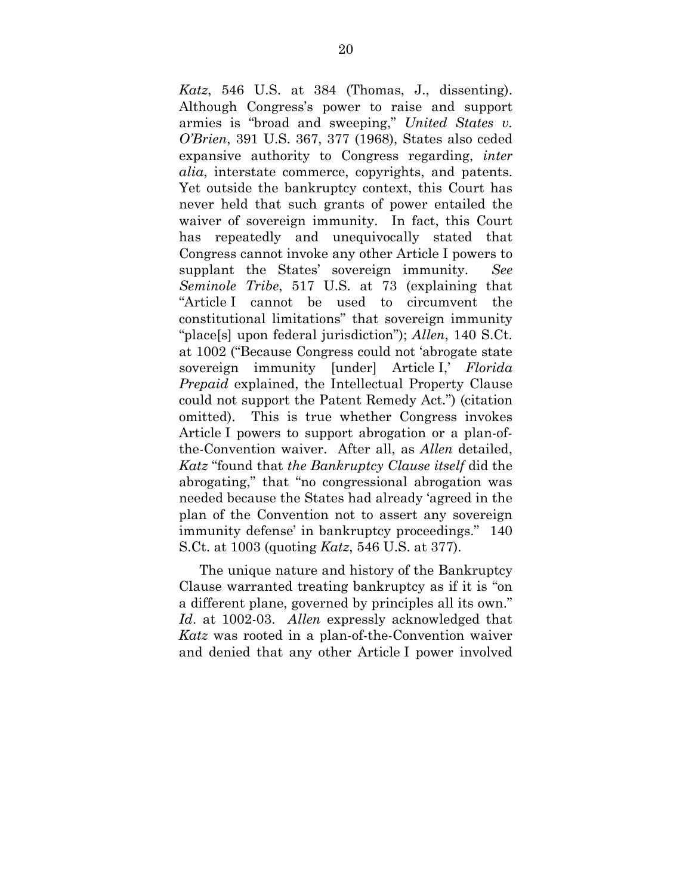*Katz*, 546 U.S. at 384 (Thomas, J., dissenting). Although Congress's power to raise and support armies is "broad and sweeping," *United States v. O'Brien*, 391 U.S. 367, 377 (1968), States also ceded expansive authority to Congress regarding, *inter alia*, interstate commerce, copyrights, and patents. Yet outside the bankruptcy context, this Court has never held that such grants of power entailed the waiver of sovereign immunity. In fact, this Court has repeatedly and unequivocally stated that Congress cannot invoke any other Article I powers to supplant the States' sovereign immunity. *See Seminole Tribe*, 517 U.S. at 73 (explaining that "Article I cannot be used to circumvent the constitutional limitations" that sovereign immunity "place[s] upon federal jurisdiction"); *Allen*, 140 S.Ct. at 1002 ("Because Congress could not 'abrogate state sovereign immunity [under] Article I,' *Florida Prepaid* explained, the Intellectual Property Clause could not support the Patent Remedy Act.") (citation omitted). This is true whether Congress invokes Article I powers to support abrogation or a plan-of-the-Convention waiver. After all, as *Allen* detailed, *Katz* "found that *the Bankruptcy Clause itself* did the abrogating," that "no congressional abrogation was needed because the States had already 'agreed in the plan of the Convention not to assert any sovereign immunity defense' in bankruptcy proceedings." 140 S.Ct. at 1003 (quoting *Katz*, 546 U.S. at 377).

The unique nature and history of the Bankruptcy Clause warranted treating bankruptcy as if it is "on a different plane, governed by principles all its own." *Id*. at 1002-03. *Allen* expressly acknowledged that *Katz* was rooted in a plan-of-the-Convention waiver and denied that any other Article I power involved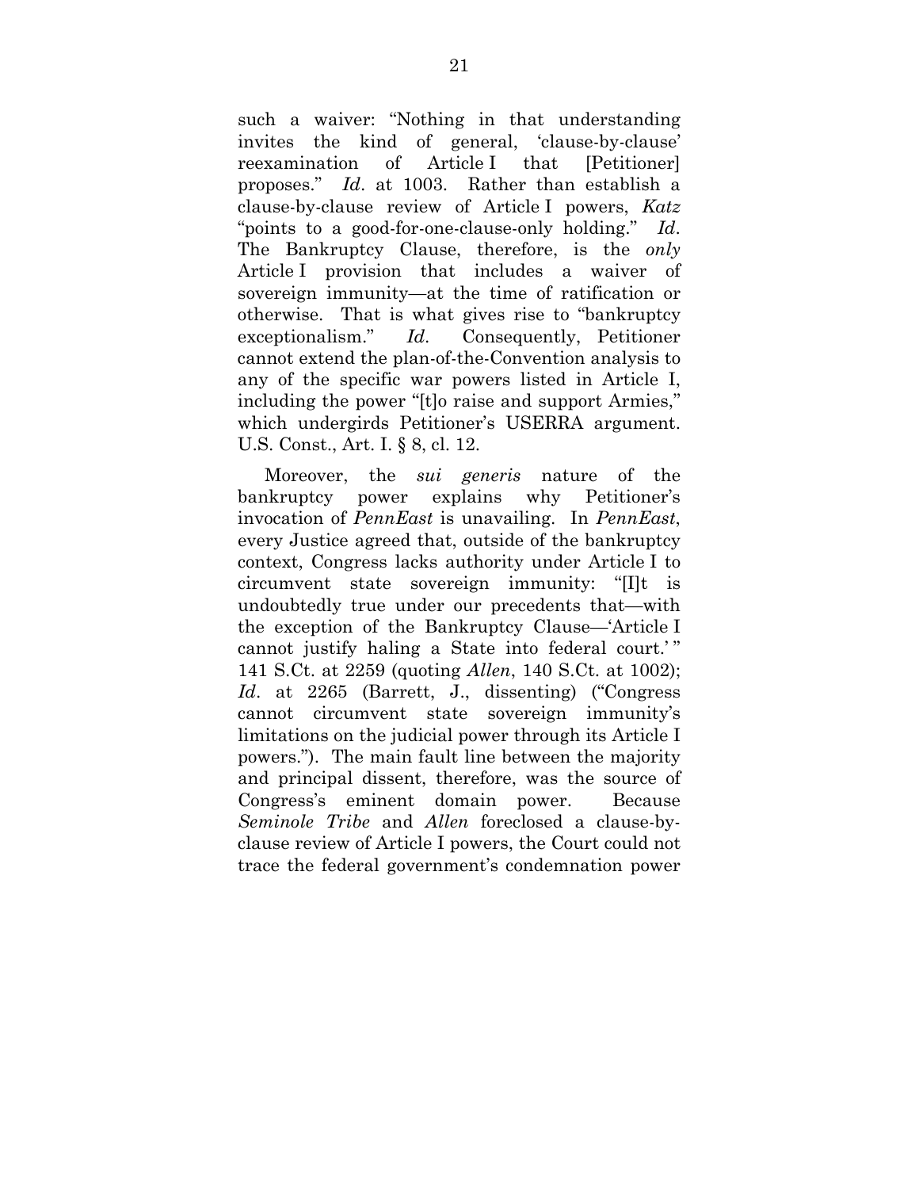such a waiver: "Nothing in that understanding invites the kind of general, 'clause-by-clause' reexamination of Article I that [Petitioner] proposes." *Id*. at 1003. Rather than establish a clause-by-clause review of Article I powers, *Katz* "points to a good-for-one-clause-only holding." *Id*. The Bankruptcy Clause, therefore, is the *only* Article I provision that includes a waiver of sovereign immunity—at the time of ratification or otherwise. That is what gives rise to "bankruptcy exceptionalism." *Id*. Consequently, Petitioner cannot extend the plan-of-the-Convention analysis to any of the specific war powers listed in Article I, including the power "[t]o raise and support Armies," which undergirds Petitioner's USERRA argument. U.S. Const., Art. I. § 8, cl. 12.

Moreover, the *sui generis* nature of the bankruptcy power explains why Petitioner's invocation of *PennEast* is unavailing. In *PennEast*, every Justice agreed that, outside of the bankruptcy context, Congress lacks authority under Article I to circumvent state sovereign immunity: "[I]t is undoubtedly true under our precedents that—with the exception of the Bankruptcy Clause—'Article I cannot justify haling a State into federal court.'" 141 S.Ct. at 2259 (quoting *Allen*, 140 S.Ct. at 1002); *Id*. at 2265 (Barrett, J., dissenting) ("Congress cannot circumvent state sovereign immunity's limitations on the judicial power through its Article I powers."). The main fault line between the majority and principal dissent, therefore, was the source of Congress's eminent domain power. Because *Seminole Tribe* and *Allen* foreclosed a clause-by-clause review of Article I powers, the Court could not trace the federal government's condemnation power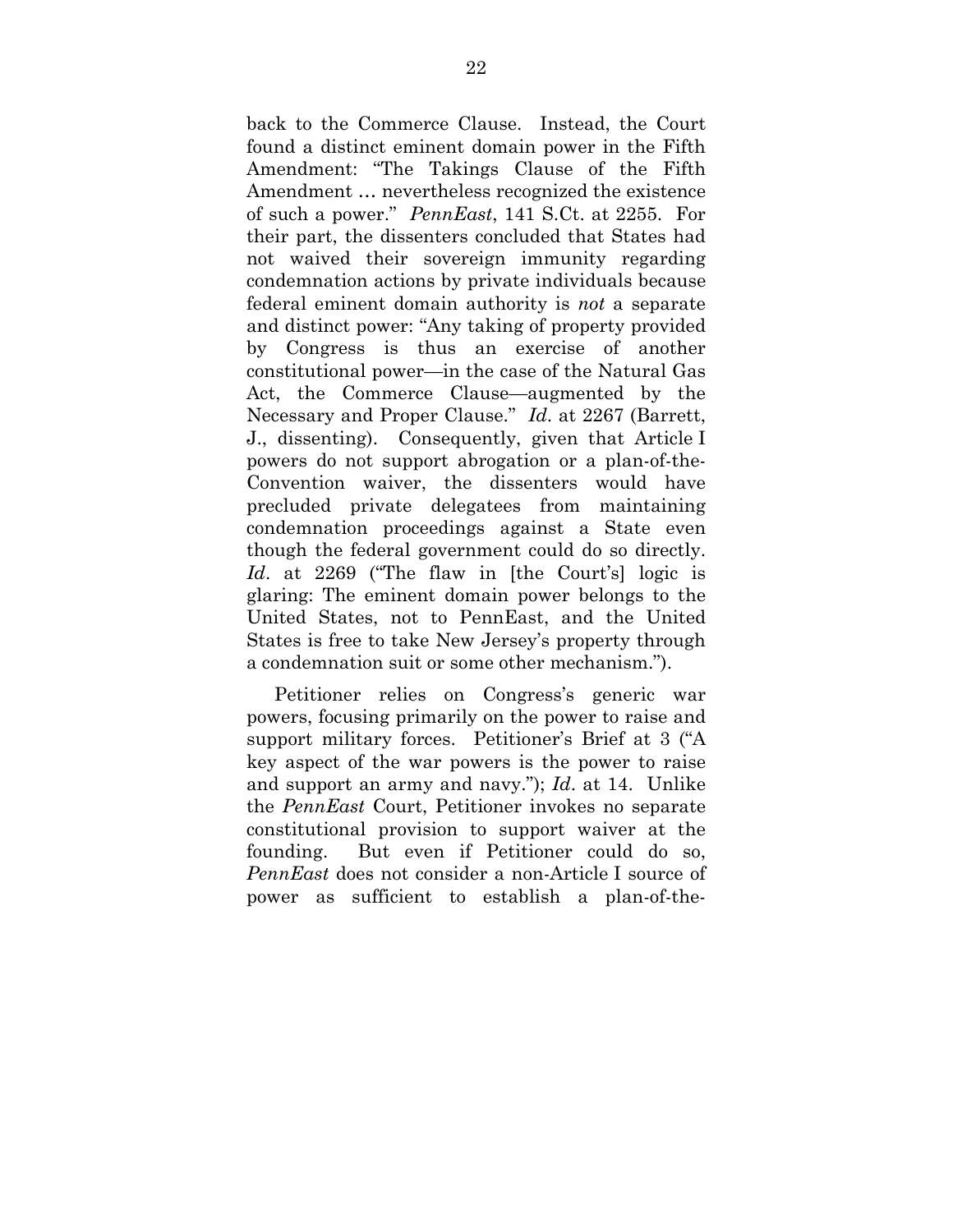back to the Commerce Clause. Instead, the Court found a distinct eminent domain power in the Fifth Amendment: "The Takings Clause of the Fifth Amendment … nevertheless recognized the existence of such a power." *PennEast*, 141 S.Ct. at 2255. For their part, the dissenters concluded that States had not waived their sovereign immunity regarding condemnation actions by private individuals because federal eminent domain authority is *not* a separate and distinct power: "Any taking of property provided by Congress is thus an exercise of another constitutional power—in the case of the Natural Gas Act, the Commerce Clause—augmented by the Necessary and Proper Clause." *Id*. at 2267 (Barrett, J., dissenting). Consequently, given that Article I powers do not support abrogation or a plan-of-the-Convention waiver, the dissenters would have precluded private delegatees from maintaining condemnation proceedings against a State even though the federal government could do so directly. *Id*. at 2269 ("The flaw in [the Court's] logic is glaring: The eminent domain power belongs to the United States, not to PennEast, and the United States is free to take New Jersey's property through a condemnation suit or some other mechanism.").

Petitioner relies on Congress's generic war powers, focusing primarily on the power to raise and support military forces. Petitioner's Brief at 3 ("A key aspect of the war powers is the power to raise and support an army and navy."); *Id*. at 14. Unlike the *PennEast* Court, Petitioner invokes no separate constitutional provision to support waiver at the founding. But even if Petitioner could do so, *PennEast* does not consider a non-Article I source of power as sufficient to establish a plan-of-the-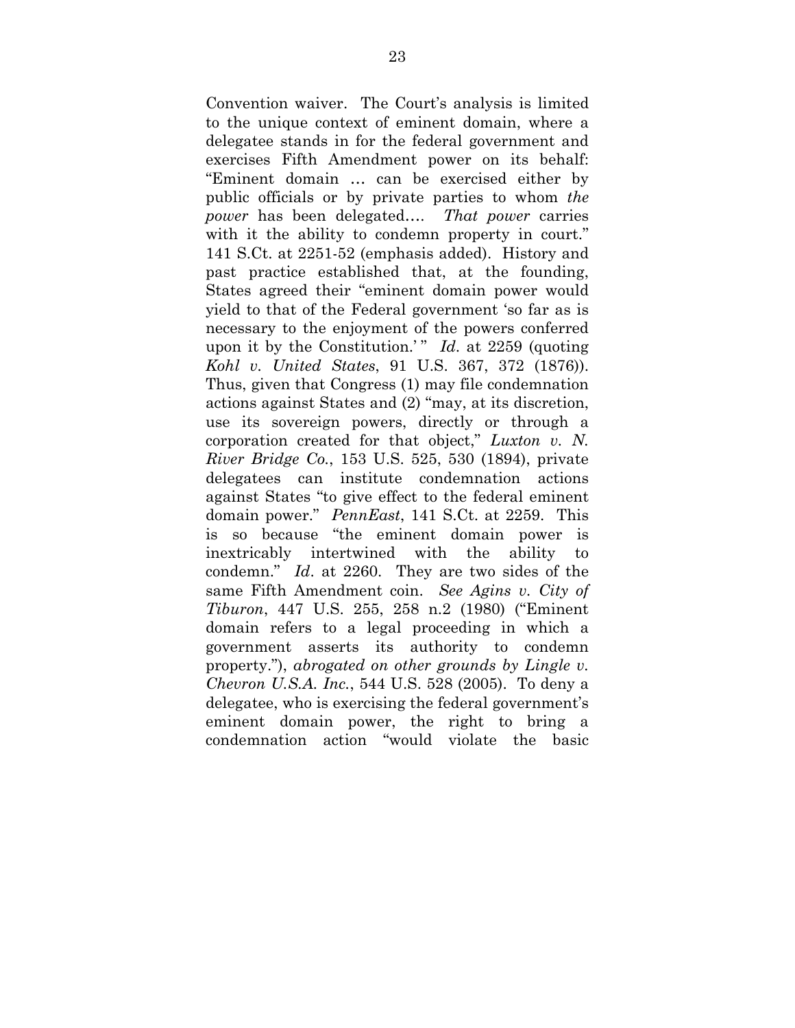Convention waiver. The Court's analysis is limited to the unique context of eminent domain, where a delegatee stands in for the federal government and exercises Fifth Amendment power on its behalf: "Eminent domain … can be exercised either by public officials or by private parties to whom *the power* has been delegated…. *That power* carries with it the ability to condemn property in court." 141 S.Ct. at 2251-52 (emphasis added). History and past practice established that, at the founding, States agreed their "eminent domain power would yield to that of the Federal government 'so far as is necessary to the enjoyment of the powers conferred upon it by the Constitution.'" *Id*. at 2259 (quoting *Kohl v. United States*, 91 U.S. 367, 372 (1876)). Thus, given that Congress (1) may file condemnation actions against States and (2) "may, at its discretion, use its sovereign powers, directly or through a corporation created for that object," *Luxton v. N. River Bridge Co.*, 153 U.S. 525, 530 (1894), private delegatees can institute condemnation actions against States "to give effect to the federal eminent domain power." *PennEast*, 141 S.Ct. at 2259. This is so because "the eminent domain power is inextricably intertwined with the ability to condemn." *Id*. at 2260. They are two sides of the same Fifth Amendment coin. *See Agins v. City of Tiburon*, 447 U.S. 255, 258 n.2 (1980) ("Eminent domain refers to a legal proceeding in which a government asserts its authority to condemn property."), *abrogated on other grounds by Lingle v. Chevron U.S.A. Inc.*, 544 U.S. 528 (2005). To deny a delegatee, who is exercising the federal government's eminent domain power, the right to bring a condemnation action "would violate the basic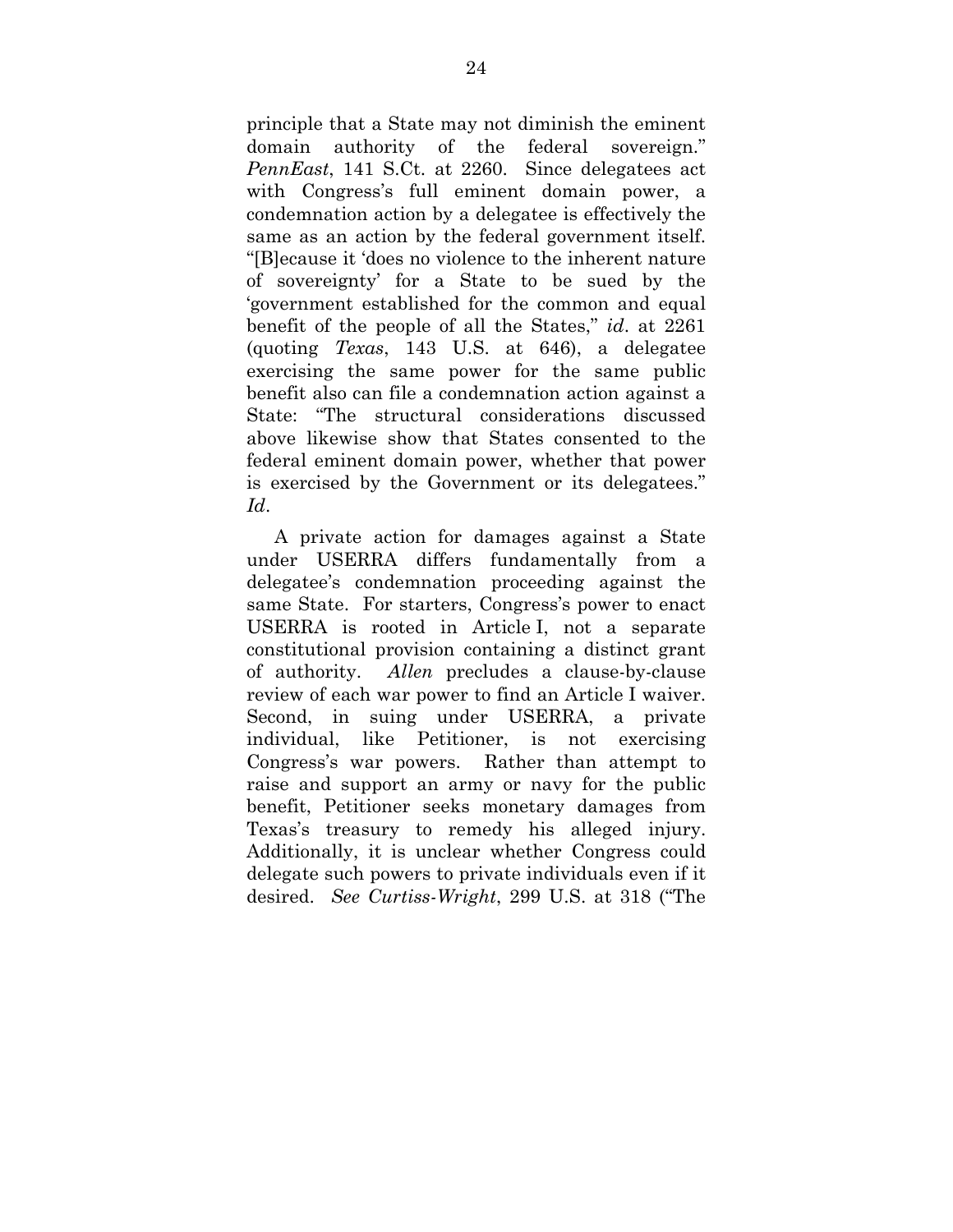principle that a State may not diminish the eminent domain authority of the federal sovereign." *PennEast*, 141 S.Ct. at 2260. Since delegatees act with Congress's full eminent domain power, a condemnation action by a delegatee is effectively the same as an action by the federal government itself. "[B]ecause it 'does no violence to the inherent nature of sovereignty' for a State to be sued by the 'government established for the common and equal benefit of the people of all the States," *id*. at 2261 (quoting *Texas*, 143 U.S. at 646), a delegatee exercising the same power for the same public benefit also can file a condemnation action against a State: "The structural considerations discussed above likewise show that States consented to the federal eminent domain power, whether that power is exercised by the Government or its delegatees." *Id*.

A private action for damages against a State under USERRA differs fundamentally from a delegatee's condemnation proceeding against the same State. For starters, Congress's power to enact USERRA is rooted in Article I, not a separate constitutional provision containing a distinct grant of authority. *Allen* precludes a clause-by-clause review of each war power to find an Article I waiver. Second, in suing under USERRA, a private individual, like Petitioner, is not exercising Congress's war powers. Rather than attempt to raise and support an army or navy for the public benefit, Petitioner seeks monetary damages from Texas's treasury to remedy his alleged injury. Additionally, it is unclear whether Congress could delegate such powers to private individuals even if it desired. *See Curtiss-Wright*, 299 U.S. at 318 ("The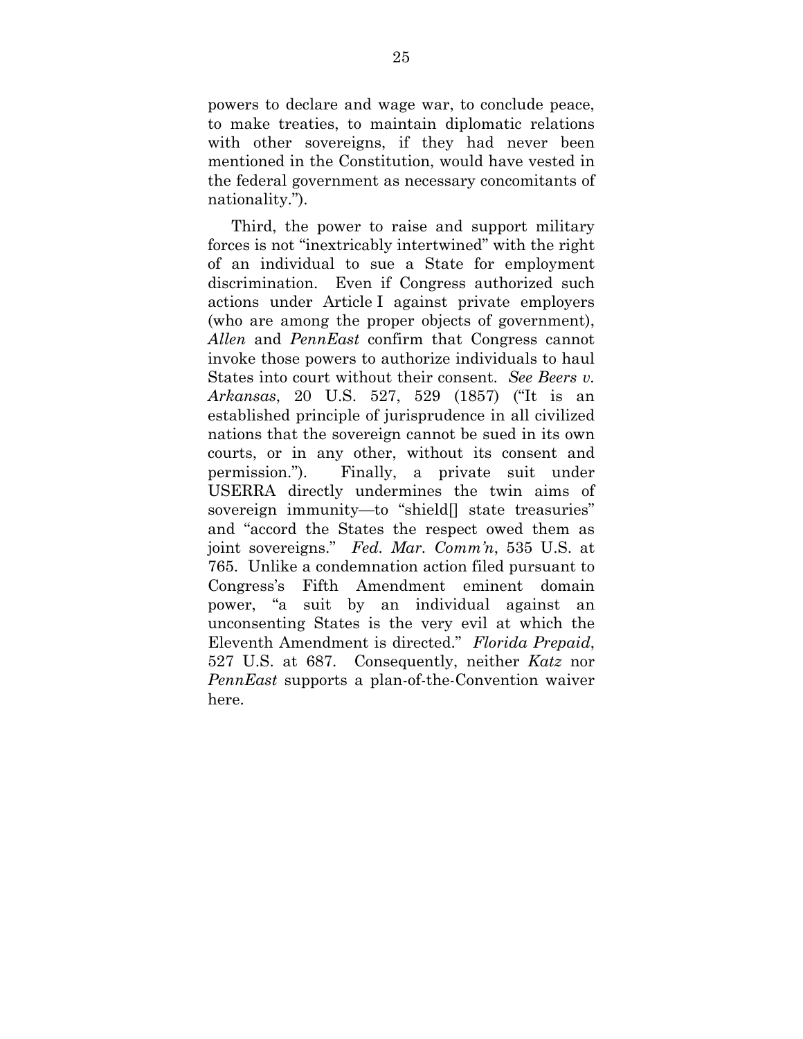powers to declare and wage war, to conclude peace, to make treaties, to maintain diplomatic relations with other sovereigns, if they had never been mentioned in the Constitution, would have vested in the federal government as necessary concomitants of nationality.").

Third, the power to raise and support military forces is not "inextricably intertwined" with the right of an individual to sue a State for employment discrimination. Even if Congress authorized such actions under Article I against private employers (who are among the proper objects of government), *Allen* and *PennEast* confirm that Congress cannot invoke those powers to authorize individuals to haul States into court without their consent. *See Beers v. Arkansas*, 20 U.S. 527, 529 (1857) ("It is an established principle of jurisprudence in all civilized nations that the sovereign cannot be sued in its own courts, or in any other, without its consent and permission."). Finally, a private suit under USERRA directly undermines the twin aims of sovereign immunity—to "shield[] state treasuries" and "accord the States the respect owed them as joint sovereigns." *Fed. Mar. Comm'n*, 535 U.S. at 765. Unlike a condemnation action filed pursuant to Congress's Fifth Amendment eminent domain power, "a suit by an individual against an unconsenting States is the very evil at which the Eleventh Amendment is directed." *Florida Prepaid*, 527 U.S. at 687. Consequently, neither *Katz* nor *PennEast* supports a plan-of-the-Convention waiver here.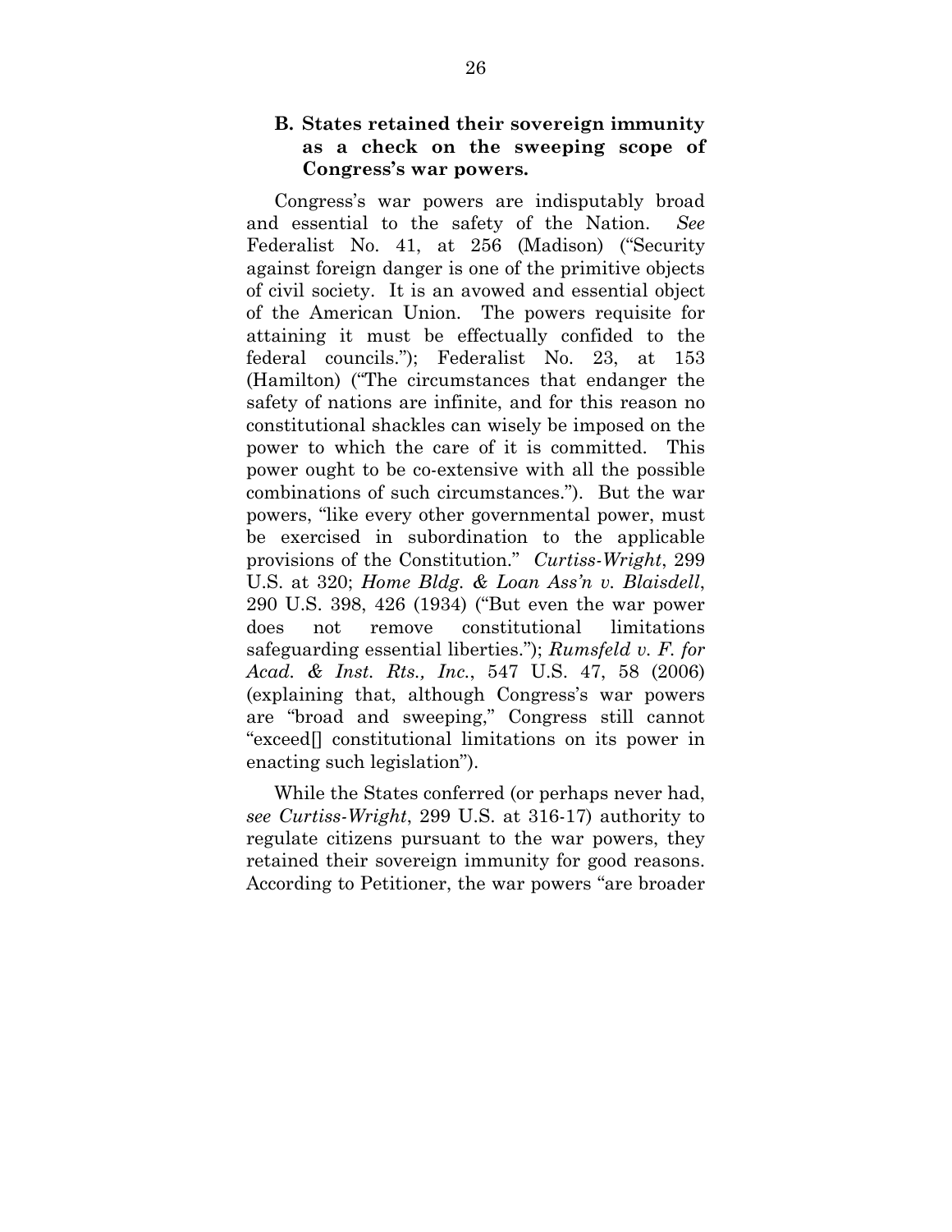### B. States retained their sovereign immunity as a check on the sweeping scope of Congress's war powers.

Congress's war powers are indisputably broad and essential to the safety of the Nation. *See* Federalist No. 41, at 256 (Madison) ("Security against foreign danger is one of the primitive objects of civil society. It is an avowed and essential object of the American Union. The powers requisite for attaining it must be effectually confided to the federal councils."); Federalist No. 23, at 153 (Hamilton) ("The circumstances that endanger the safety of nations are infinite, and for this reason no constitutional shackles can wisely be imposed on the power to which the care of it is committed. This power ought to be co-extensive with all the possible combinations of such circumstances."). But the war powers, "like every other governmental power, must be exercised in subordination to the applicable provisions of the Constitution." *Curtiss-Wright*, 299 U.S. at 320; *Home Bldg. & Loan Ass'n v. Blaisdell*, 290 U.S. 398, 426 (1934) ("But even the war power does not remove constitutional limitations safeguarding essential liberties."); *Rumsfeld v. F. for Acad. & Inst. Rts., Inc.*, 547 U.S. 47, 58 (2006) (explaining that, although Congress's war powers are "broad and sweeping," Congress still cannot "exceed[] constitutional limitations on its power in enacting such legislation").

While the States conferred (or perhaps never had, *see Curtiss-Wright*, 299 U.S. at 316-17) authority to regulate citizens pursuant to the war powers, they retained their sovereign immunity for good reasons. According to Petitioner, the war powers "are broader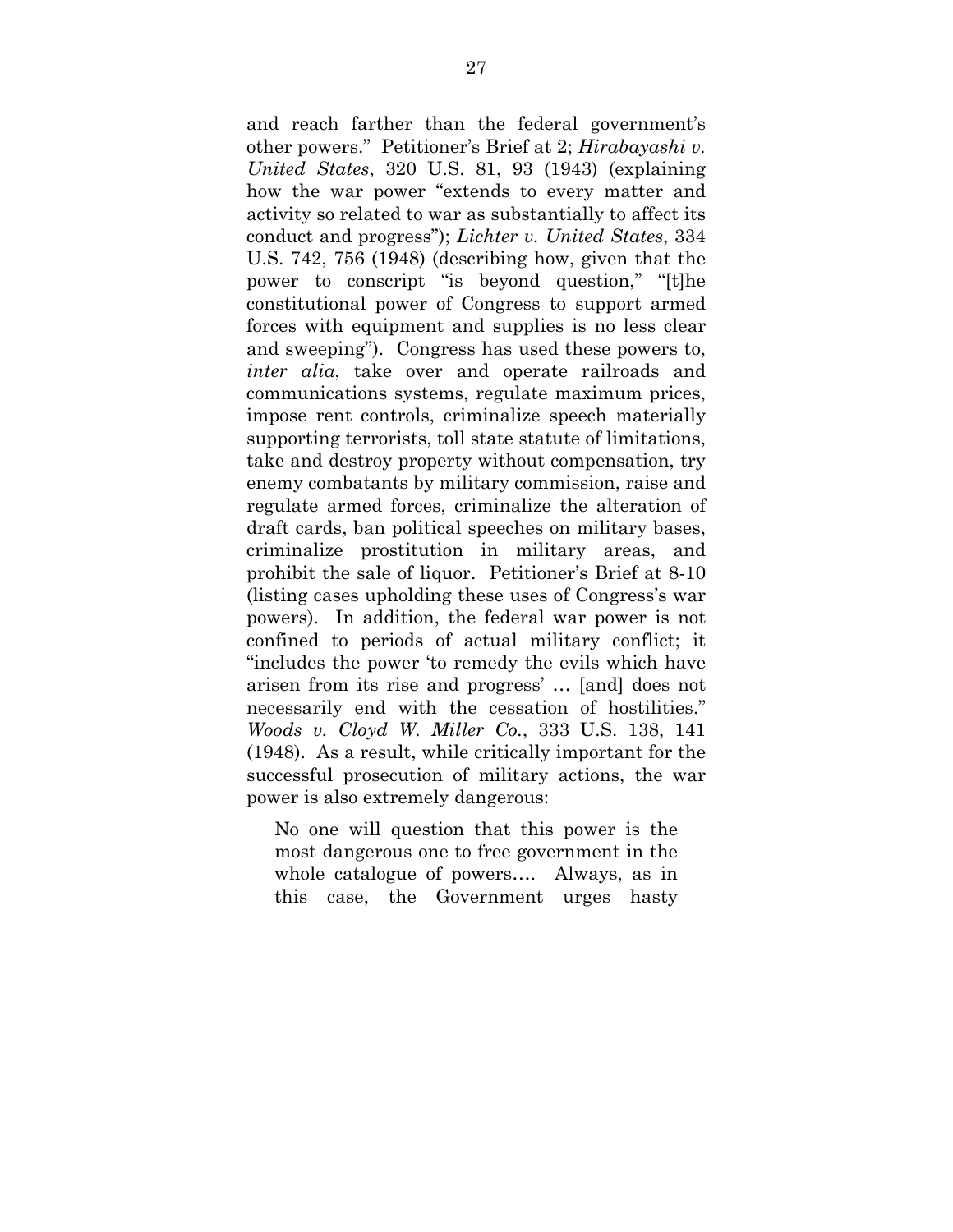and reach farther than the federal government's other powers." Petitioner's Brief at 2; *Hirabayashi v. United States*, 320 U.S. 81, 93 (1943) (explaining how the war power "extends to every matter and activity so related to war as substantially to affect its conduct and progress"); *Lichter v. United States*, 334 U.S. 742, 756 (1948) (describing how, given that the power to conscript "is beyond question," "[t]he constitutional power of Congress to support armed forces with equipment and supplies is no less clear and sweeping"). Congress has used these powers to, *inter alia*, take over and operate railroads and communications systems, regulate maximum prices, impose rent controls, criminalize speech materially supporting terrorists, toll state statute of limitations, take and destroy property without compensation, try enemy combatants by military commission, raise and regulate armed forces, criminalize the alteration of draft cards, ban political speeches on military bases, criminalize prostitution in military areas, and prohibit the sale of liquor. Petitioner's Brief at 8-10 (listing cases upholding these uses of Congress's war powers). In addition, the federal war power is not confined to periods of actual military conflict; it "includes the power 'to remedy the evils which have arisen from its rise and progress' … [and] does not necessarily end with the cessation of hostilities." *Woods v. Cloyd W. Miller Co.*, 333 U.S. 138, 141 (1948). As a result, while critically important for the successful prosecution of military actions, the war power is also extremely dangerous:

> No one will question that this power is the most dangerous one to free government in the whole catalogue of powers…. Always, as in this case, the Government urges hasty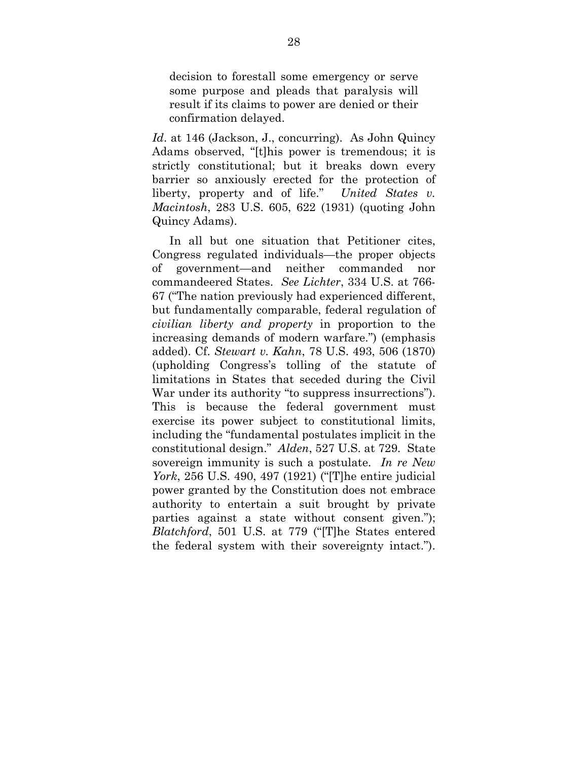> decision to forestall some emergency or serve some purpose and pleads that paralysis will result if its claims to power are denied or their confirmation delayed.

*Id*. at 146 (Jackson, J., concurring). As John Quincy Adams observed, "[t]his power is tremendous; it is strictly constitutional; but it breaks down every barrier so anxiously erected for the protection of liberty, property and of life." *United States v. Macintosh*, 283 U.S. 605, 622 (1931) (quoting John Quincy Adams).

In all but one situation that Petitioner cites, Congress regulated individuals—the proper objects of government—and neither commanded nor commandeered States. *See Lichter*, 334 U.S. at 766-67 ("The nation previously had experienced different, but fundamentally comparable, federal regulation of *civilian liberty and property* in proportion to the increasing demands of modern warfare.") (emphasis added). Cf. *Stewart v. Kahn*, 78 U.S. 493, 506 (1870) (upholding Congress's tolling of the statute of limitations in States that seceded during the Civil War under its authority "to suppress insurrections"). This is because the federal government must exercise its power subject to constitutional limits, including the "fundamental postulates implicit in the constitutional design." *Alden*, 527 U.S. at 729. State sovereign immunity is such a postulate. *In re New York*, 256 U.S. 490, 497 (1921) ("[T]he entire judicial power granted by the Constitution does not embrace authority to entertain a suit brought by private parties against a state without consent given."); *Blatchford*, 501 U.S. at 779 ("[T]he States entered the federal system with their sovereignty intact.").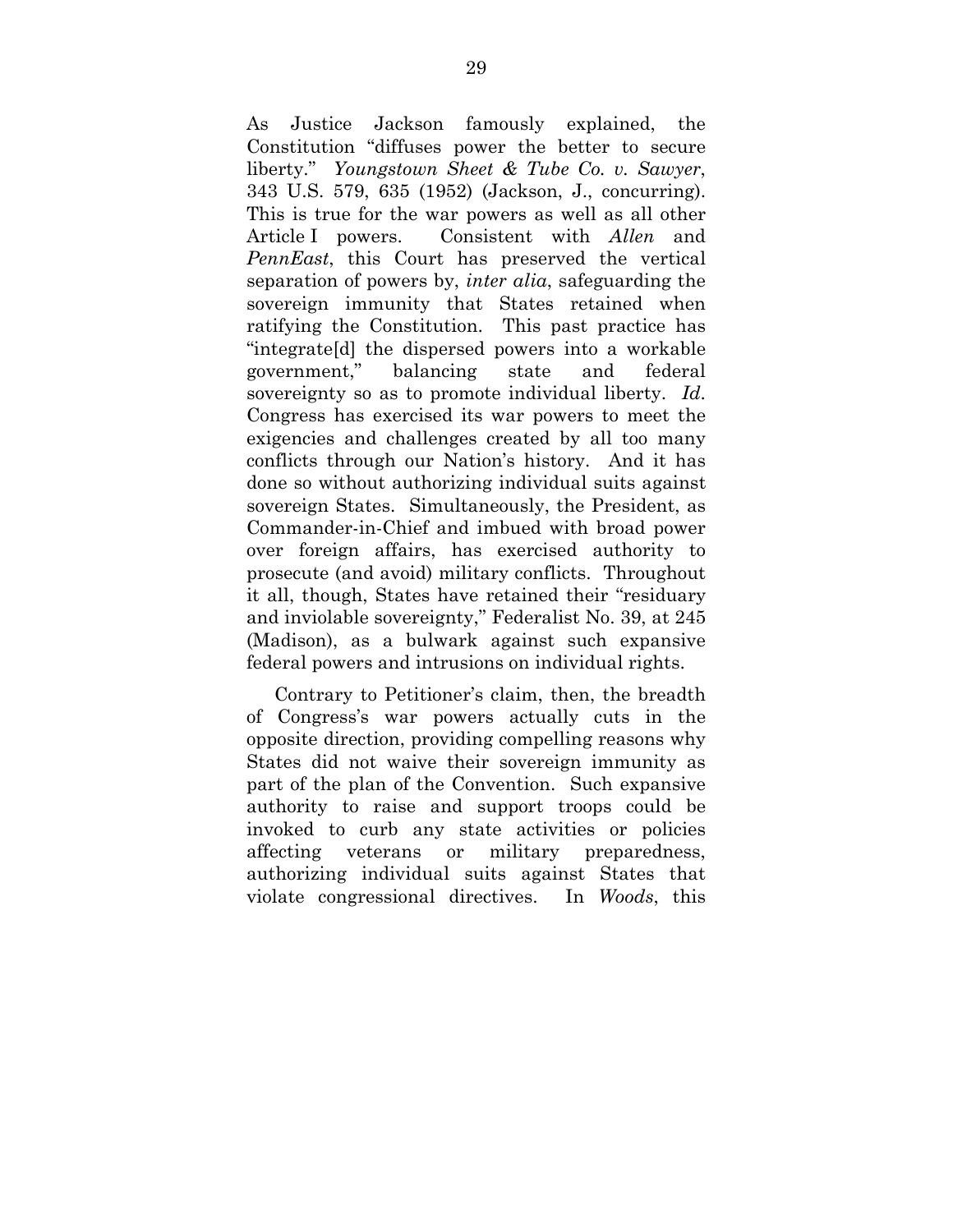As Justice Jackson famously explained, the Constitution "diffuses power the better to secure liberty." *Youngstown Sheet & Tube Co. v. Sawyer*, 343 U.S. 579, 635 (1952) (Jackson, J., concurring). This is true for the war powers as well as all other Article I powers. Consistent with *Allen* and *PennEast*, this Court has preserved the vertical separation of powers by, *inter alia*, safeguarding the sovereign immunity that States retained when ratifying the Constitution. This past practice has "integrate[d] the dispersed powers into a workable government," balancing state and federal sovereignty so as to promote individual liberty. *Id*. Congress has exercised its war powers to meet the exigencies and challenges created by all too many conflicts through our Nation's history. And it has done so without authorizing individual suits against sovereign States. Simultaneously, the President, as Commander-in-Chief and imbued with broad power over foreign affairs, has exercised authority to prosecute (and avoid) military conflicts. Throughout it all, though, States have retained their "residuary and inviolable sovereignty," Federalist No. 39, at 245 (Madison), as a bulwark against such expansive federal powers and intrusions on individual rights.

Contrary to Petitioner's claim, then, the breadth of Congress's war powers actually cuts in the opposite direction, providing compelling reasons why States did not waive their sovereign immunity as part of the plan of the Convention. Such expansive authority to raise and support troops could be invoked to curb any state activities or policies affecting veterans or military preparedness, authorizing individual suits against States that violate congressional directives. In *Woods*, this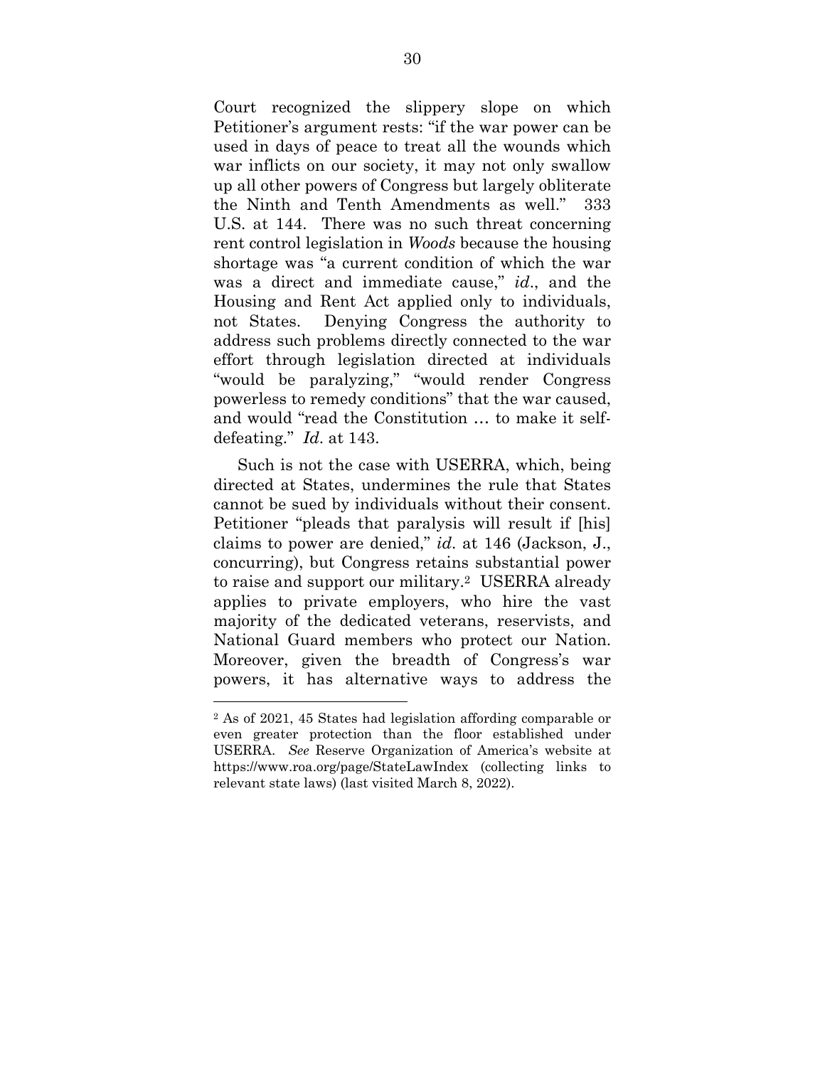Court recognized the slippery slope on which Petitioner's argument rests: "if the war power can be used in days of peace to treat all the wounds which war inflicts on our society, it may not only swallow up all other powers of Congress but largely obliterate the Ninth and Tenth Amendments as well." 333 U.S. at 144. There was no such threat concerning rent control legislation in *Woods* because the housing shortage was "a current condition of which the war was a direct and immediate cause," *id*., and the Housing and Rent Act applied only to individuals, not States. Denying Congress the authority to address such problems directly connected to the war effort through legislation directed at individuals "would be paralyzing," "would render Congress powerless to remedy conditions" that the war caused, and would "read the Constitution … to make it self-defeating." *Id*. at 143.

Such is not the case with USERRA, which, being directed at States, undermines the rule that States cannot be sued by individuals without their consent. Petitioner "pleads that paralysis will result if [his] claims to power are denied," *id.* at 146 (Jackson, J., concurring), but Congress retains substantial power to raise and support our military.[2] USERRA already applies to private employers, who hire the vast majority of the dedicated veterans, reservists, and National Guard members who protect our Nation. Moreover, given the breadth of Congress's war powers, it has alternative ways to address the

---

[2] As of 2021, 45 States had legislation affording comparable or even greater protection than the floor established under USERRA. *See* Reserve Organization of America's website at https://www.roa.org/page/StateLawIndex (collecting links to relevant state laws) (last visited March 8, 2022).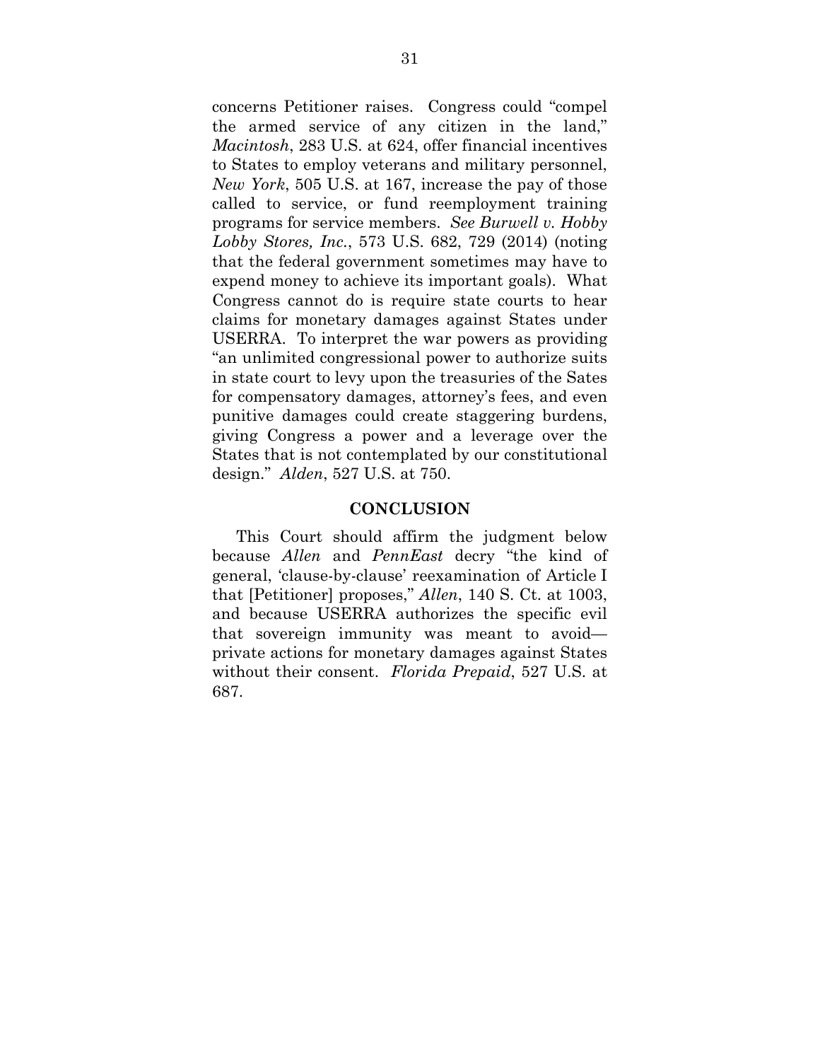concerns Petitioner raises. Congress could "compel the armed service of any citizen in the land," *Macintosh*, 283 U.S. at 624, offer financial incentives to States to employ veterans and military personnel, *New York*, 505 U.S. at 167, increase the pay of those called to service, or fund reemployment training programs for service members. *See Burwell v. Hobby Lobby Stores, Inc.*, 573 U.S. 682, 729 (2014) (noting that the federal government sometimes may have to expend money to achieve its important goals). What Congress cannot do is require state courts to hear claims for monetary damages against States under USERRA. To interpret the war powers as providing "an unlimited congressional power to authorize suits in state court to levy upon the treasuries of the Sates for compensatory damages, attorney's fees, and even punitive damages could create staggering burdens, giving Congress a power and a leverage over the States that is not contemplated by our constitutional design." *Alden*, 527 U.S. at 750.

## CONCLUSION

This Court should affirm the judgment below because *Allen* and *PennEast* decry "the kind of general, 'clause-by-clause' reexamination of Article I that [Petitioner] proposes," *Allen*, 140 S. Ct. at 1003, and because USERRA authorizes the specific evil that sovereign immunity was meant to avoid—private actions for monetary damages against States without their consent. *Florida Prepaid*, 527 U.S. at 687.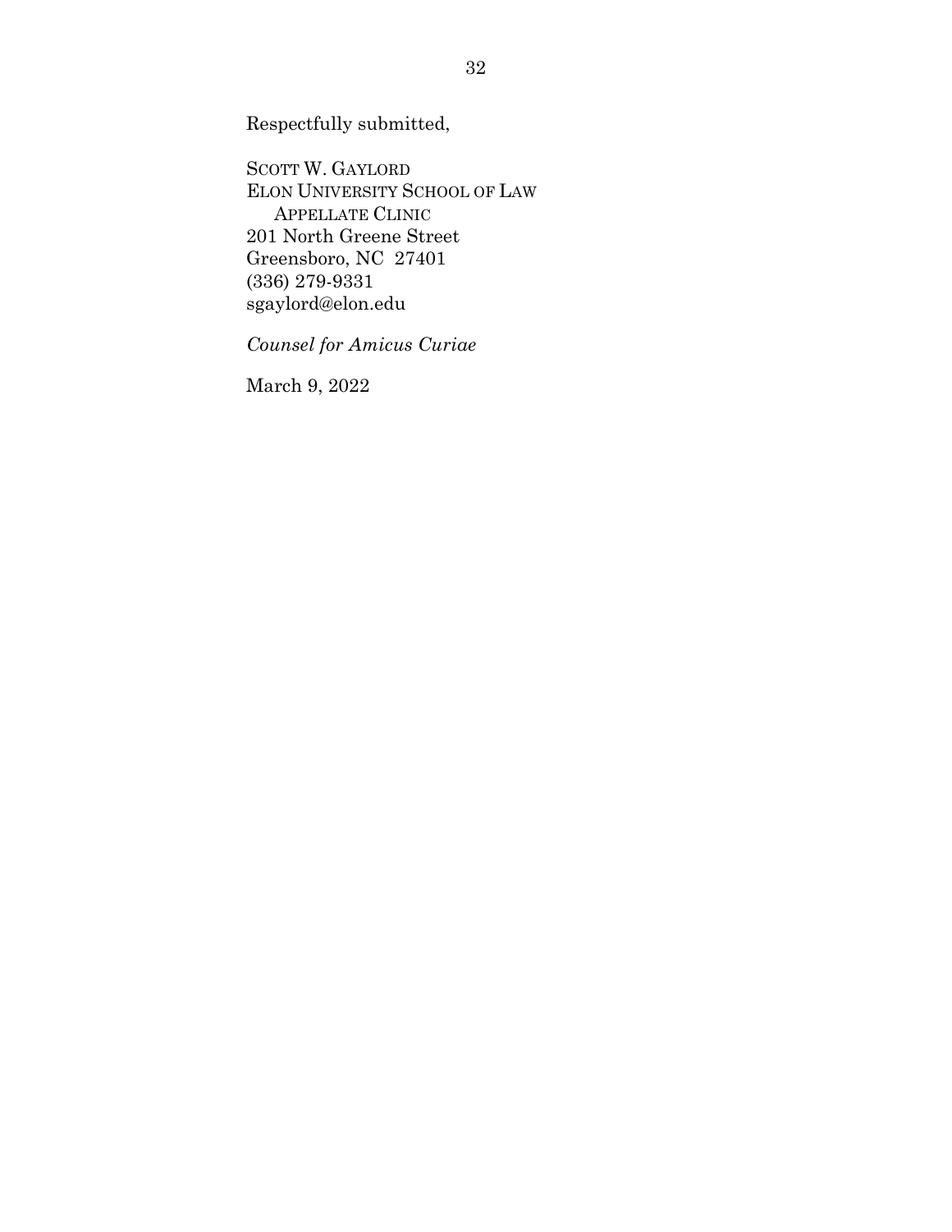Respectfully submitted,

SCOTT W. GAYLORD  
ELON UNIVERSITY SCHOOL OF LAW  
APPELLATE CLINIC  
201 North Greene Street  
Greensboro, NC 27401  
(336) 279-9331  
sgaylord@elon.edu

*Counsel for Amicus Curiae*

March 9, 2022